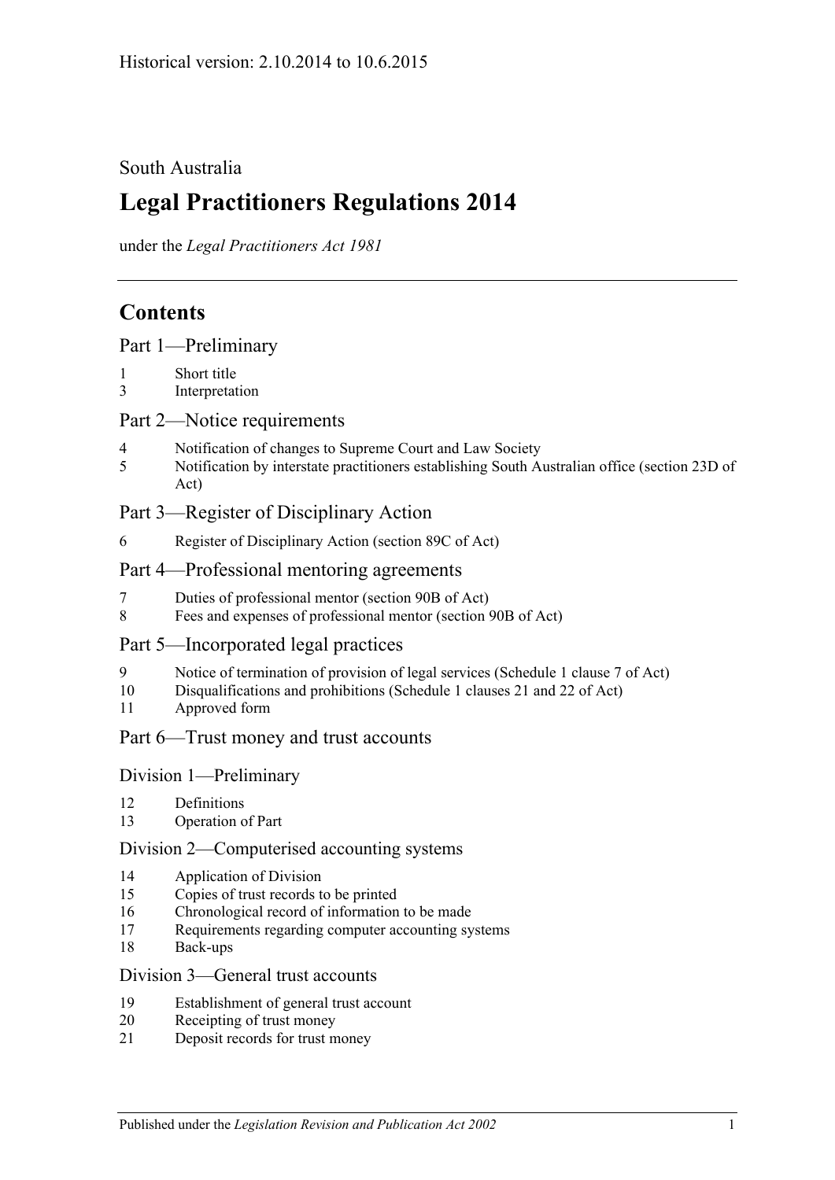Historical version: 2.10.2014 to 10.6.2015

South Australia

# Legal Practitioners Regulations 2014

under the *Legal Practitioners Act 1981*

## Contents

### Part 1—Preliminary

1 Short title
3 Interpretation

### Part 2—Notice requirements

4 Notification of changes to Supreme Court and Law Society
5 Notification by interstate practitioners establishing South Australian office (section 23D of Act)

### Part 3—Register of Disciplinary Action

6 Register of Disciplinary Action (section 89C of Act)

### Part 4—Professional mentoring agreements

7 Duties of professional mentor (section 90B of Act)
8 Fees and expenses of professional mentor (section 90B of Act)

### Part 5—Incorporated legal practices

9 Notice of termination of provision of legal services (Schedule 1 clause 7 of Act)
10 Disqualifications and prohibitions (Schedule 1 clauses 21 and 22 of Act)
11 Approved form

### Part 6—Trust money and trust accounts

#### Division 1—Preliminary

12 Definitions
13 Operation of Part

#### Division 2—Computerised accounting systems

14 Application of Division
15 Copies of trust records to be printed
16 Chronological record of information to be made
17 Requirements regarding computer accounting systems
18 Back-ups

#### Division 3—General trust accounts

19 Establishment of general trust account
20 Receipting of trust money
21 Deposit records for trust money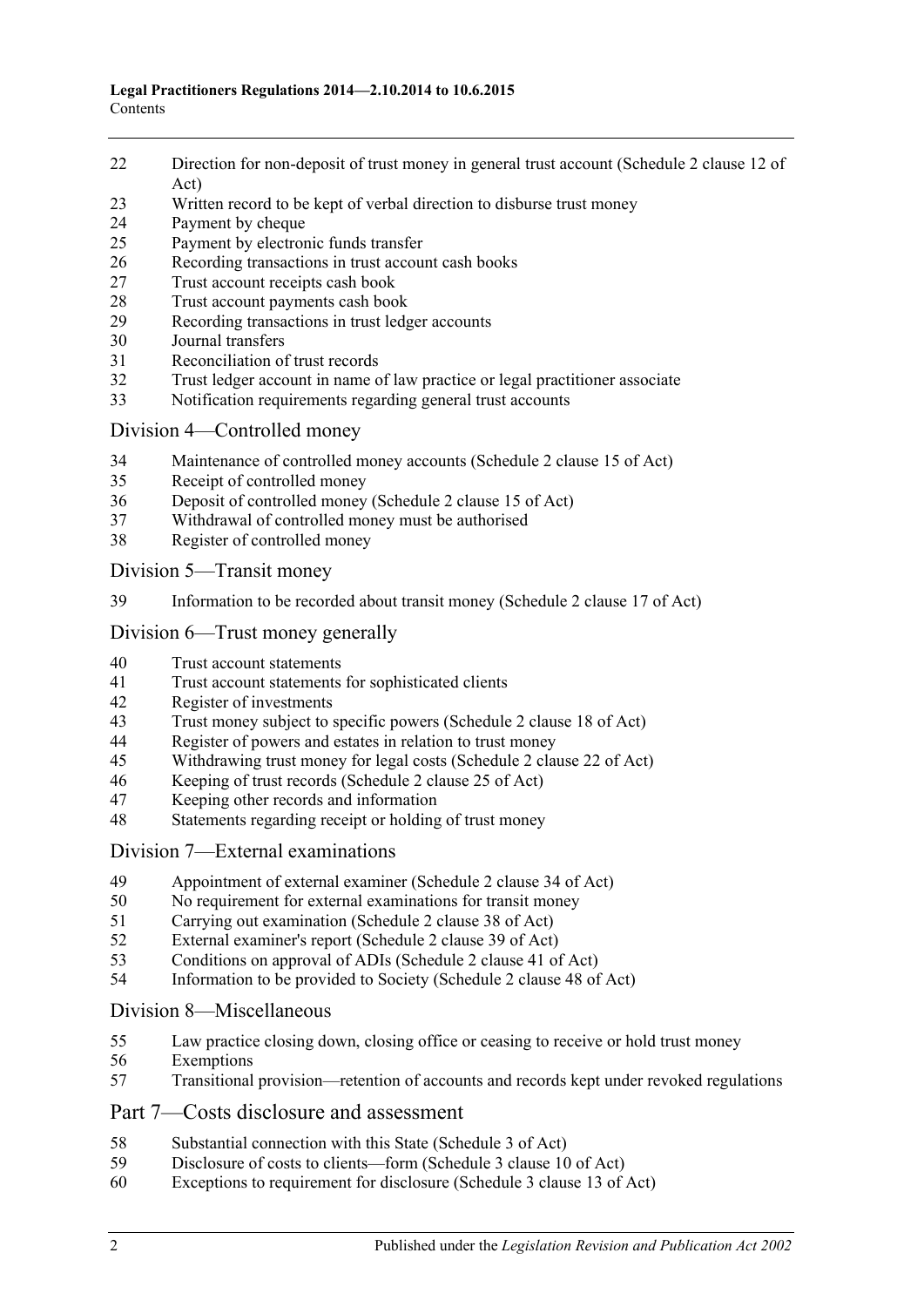22 Direction for non-deposit of trust money in general trust account (Schedule 2 clause 12 of Act)
23 Written record to be kept of verbal direction to disburse trust money
24 Payment by cheque
25 Payment by electronic funds transfer
26 Recording transactions in trust account cash books
27 Trust account receipts cash book
28 Trust account payments cash book
29 Recording transactions in trust ledger accounts
30 Journal transfers
31 Reconciliation of trust records
32 Trust ledger account in name of law practice or legal practitioner associate
33 Notification requirements regarding general trust accounts

## Division 4—Controlled money

34 Maintenance of controlled money accounts (Schedule 2 clause 15 of Act)
35 Receipt of controlled money
36 Deposit of controlled money (Schedule 2 clause 15 of Act)
37 Withdrawal of controlled money must be authorised
38 Register of controlled money

## Division 5—Transit money

39 Information to be recorded about transit money (Schedule 2 clause 17 of Act)

## Division 6—Trust money generally

40 Trust account statements
41 Trust account statements for sophisticated clients
42 Register of investments
43 Trust money subject to specific powers (Schedule 2 clause 18 of Act)
44 Register of powers and estates in relation to trust money
45 Withdrawing trust money for legal costs (Schedule 2 clause 22 of Act)
46 Keeping of trust records (Schedule 2 clause 25 of Act)
47 Keeping other records and information
48 Statements regarding receipt or holding of trust money

## Division 7—External examinations

49 Appointment of external examiner (Schedule 2 clause 34 of Act)
50 No requirement for external examinations for transit money
51 Carrying out examination (Schedule 2 clause 38 of Act)
52 External examiner's report (Schedule 2 clause 39 of Act)
53 Conditions on approval of ADIs (Schedule 2 clause 41 of Act)
54 Information to be provided to Society (Schedule 2 clause 48 of Act)

## Division 8—Miscellaneous

55 Law practice closing down, closing office or ceasing to receive or hold trust money
56 Exemptions
57 Transitional provision—retention of accounts and records kept under revoked regulations

# Part 7—Costs disclosure and assessment

58 Substantial connection with this State (Schedule 3 of Act)
59 Disclosure of costs to clients—form (Schedule 3 clause 10 of Act)
60 Exceptions to requirement for disclosure (Schedule 3 clause 13 of Act)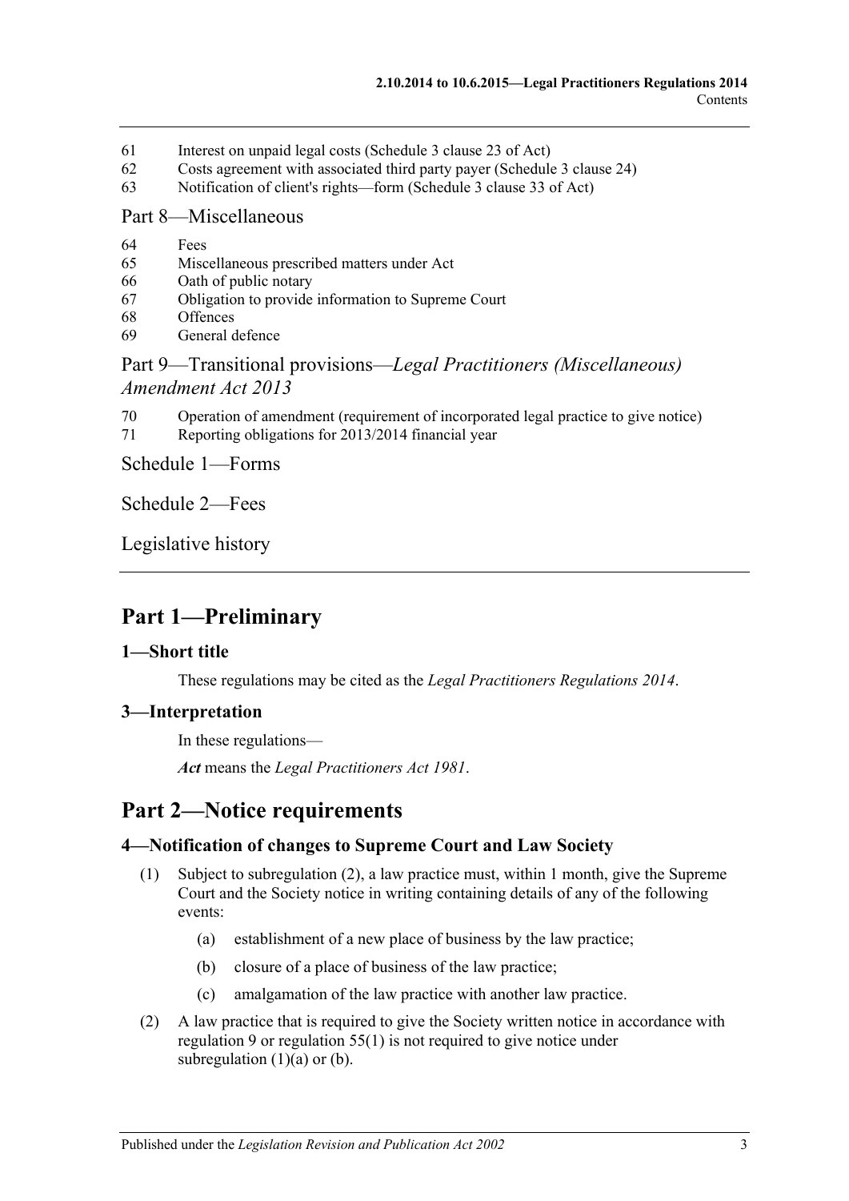61 Interest on unpaid legal costs (Schedule 3 clause 23 of Act)
62 Costs agreement with associated third party payer (Schedule 3 clause 24)
63 Notification of client's rights—form (Schedule 3 clause 33 of Act)

Part 8—Miscellaneous

64 Fees
65 Miscellaneous prescribed matters under Act
66 Oath of public notary
67 Obligation to provide information to Supreme Court
68 Offences
69 General defence

Part 9—Transitional provisions—*Legal Practitioners (Miscellaneous) Amendment Act 2013*

70 Operation of amendment (requirement of incorporated legal practice to give notice)
71 Reporting obligations for 2013/2014 financial year

Schedule 1—Forms

Schedule 2—Fees

Legislative history

# Part 1—Preliminary

## 1—Short title

These regulations may be cited as the *Legal Practitioners Regulations 2014*.

## 3—Interpretation

In these regulations—

***Act*** means the *Legal Practitioners Act 1981*.

# Part 2—Notice requirements

## 4—Notification of changes to Supreme Court and Law Society

(1) Subject to subregulation (2), a law practice must, within 1 month, give the Supreme Court and the Society notice in writing containing details of any of the following events:

(a) establishment of a new place of business by the law practice;

(b) closure of a place of business of the law practice;

(c) amalgamation of the law practice with another law practice.

(2) A law practice that is required to give the Society written notice in accordance with regulation 9 or regulation 55(1) is not required to give notice under subregulation (1)(a) or (b).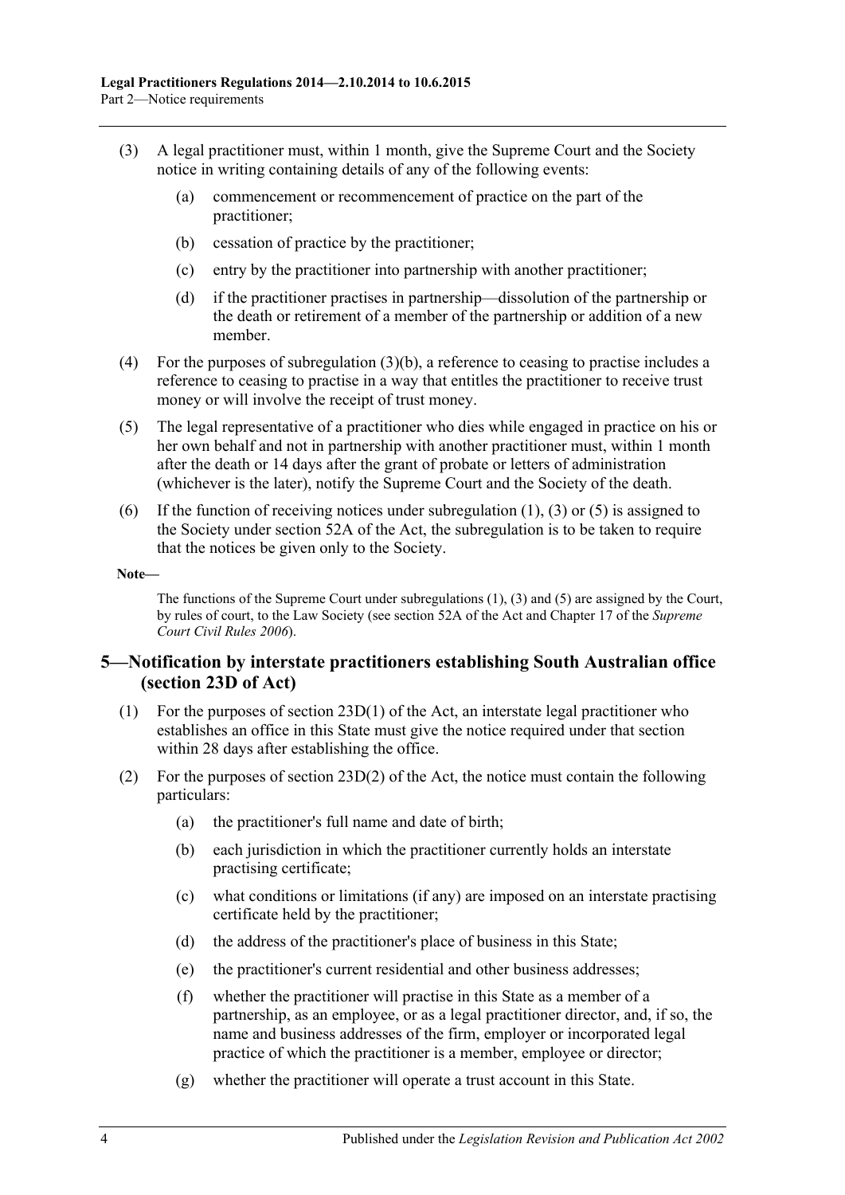(3) A legal practitioner must, within 1 month, give the Supreme Court and the Society notice in writing containing details of any of the following events:

   (a) commencement or recommencement of practice on the part of the practitioner;

   (b) cessation of practice by the practitioner;

   (c) entry by the practitioner into partnership with another practitioner;

   (d) if the practitioner practises in partnership—dissolution of the partnership or the death or retirement of a member of the partnership or addition of a new member.

(4) For the purposes of subregulation (3)(b), a reference to ceasing to practise includes a reference to ceasing to practise in a way that entitles the practitioner to receive trust money or will involve the receipt of trust money.

(5) The legal representative of a practitioner who dies while engaged in practice on his or her own behalf and not in partnership with another practitioner must, within 1 month after the death or 14 days after the grant of probate or letters of administration (whichever is the later), notify the Supreme Court and the Society of the death.

(6) If the function of receiving notices under subregulation (1), (3) or (5) is assigned to the Society under section 52A of the Act, the subregulation is to be taken to require that the notices be given only to the Society.

**Note—**

The functions of the Supreme Court under subregulations (1), (3) and (5) are assigned by the Court, by rules of court, to the Law Society (see section 52A of the Act and Chapter 17 of the *Supreme Court Civil Rules 2006*).

## 5—Notification by interstate practitioners establishing South Australian office (section 23D of Act)

(1) For the purposes of section 23D(1) of the Act, an interstate legal practitioner who establishes an office in this State must give the notice required under that section within 28 days after establishing the office.

(2) For the purposes of section 23D(2) of the Act, the notice must contain the following particulars:

   (a) the practitioner's full name and date of birth;

   (b) each jurisdiction in which the practitioner currently holds an interstate practising certificate;

   (c) what conditions or limitations (if any) are imposed on an interstate practising certificate held by the practitioner;

   (d) the address of the practitioner's place of business in this State;

   (e) the practitioner's current residential and other business addresses;

   (f) whether the practitioner will practise in this State as a member of a partnership, as an employee, or as a legal practitioner director, and, if so, the name and business addresses of the firm, employer or incorporated legal practice of which the practitioner is a member, employee or director;

   (g) whether the practitioner will operate a trust account in this State.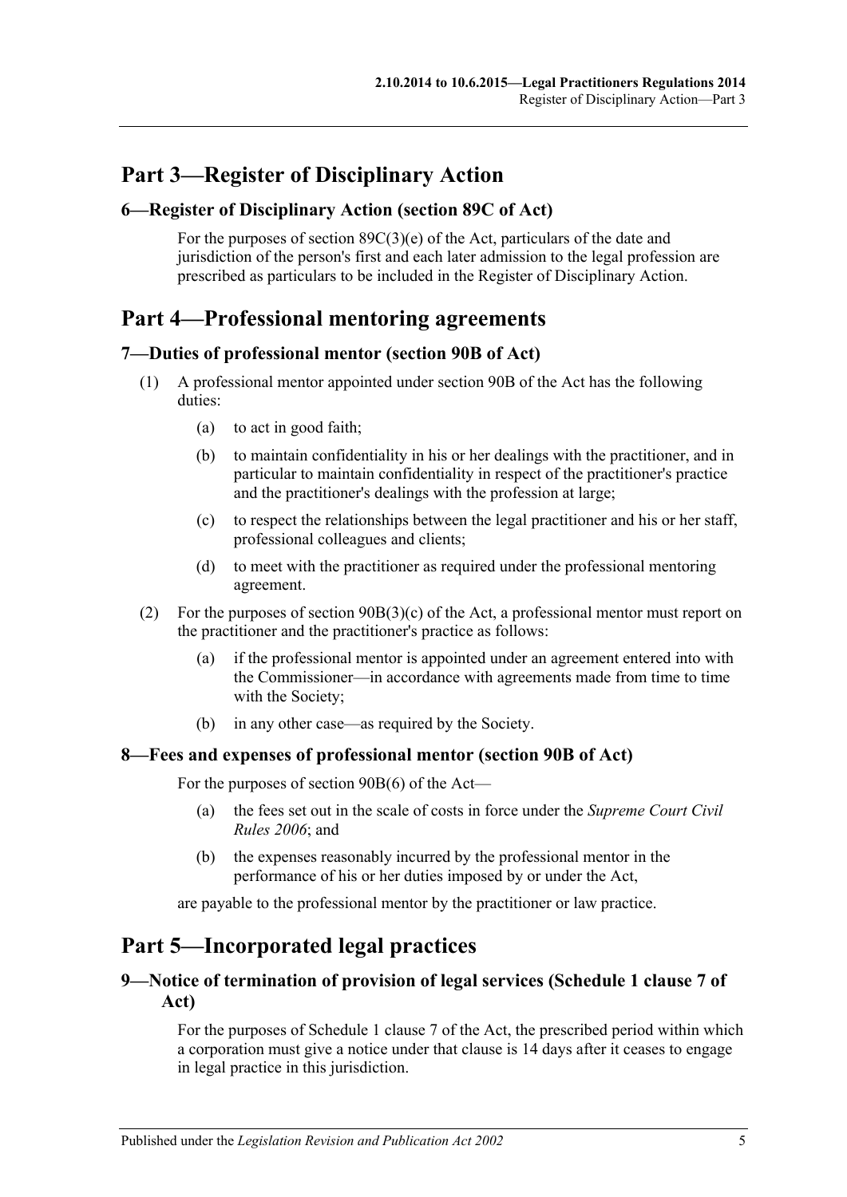# Part 3—Register of Disciplinary Action

## 6—Register of Disciplinary Action (section 89C of Act)

For the purposes of section 89C(3)(e) of the Act, particulars of the date and jurisdiction of the person's first and each later admission to the legal profession are prescribed as particulars to be included in the Register of Disciplinary Action.

# Part 4—Professional mentoring agreements

## 7—Duties of professional mentor (section 90B of Act)

(1) A professional mentor appointed under section 90B of the Act has the following duties:

(a) to act in good faith;

(b) to maintain confidentiality in his or her dealings with the practitioner, and in particular to maintain confidentiality in respect of the practitioner's practice and the practitioner's dealings with the profession at large;

(c) to respect the relationships between the legal practitioner and his or her staff, professional colleagues and clients;

(d) to meet with the practitioner as required under the professional mentoring agreement.

(2) For the purposes of section 90B(3)(c) of the Act, a professional mentor must report on the practitioner and the practitioner's practice as follows:

(a) if the professional mentor is appointed under an agreement entered into with the Commissioner—in accordance with agreements made from time to time with the Society;

(b) in any other case—as required by the Society.

## 8—Fees and expenses of professional mentor (section 90B of Act)

For the purposes of section 90B(6) of the Act—

(a) the fees set out in the scale of costs in force under the *Supreme Court Civil Rules 2006*; and

(b) the expenses reasonably incurred by the professional mentor in the performance of his or her duties imposed by or under the Act,

are payable to the professional mentor by the practitioner or law practice.

# Part 5—Incorporated legal practices

## 9—Notice of termination of provision of legal services (Schedule 1 clause 7 of Act)

For the purposes of Schedule 1 clause 7 of the Act, the prescribed period within which a corporation must give a notice under that clause is 14 days after it ceases to engage in legal practice in this jurisdiction.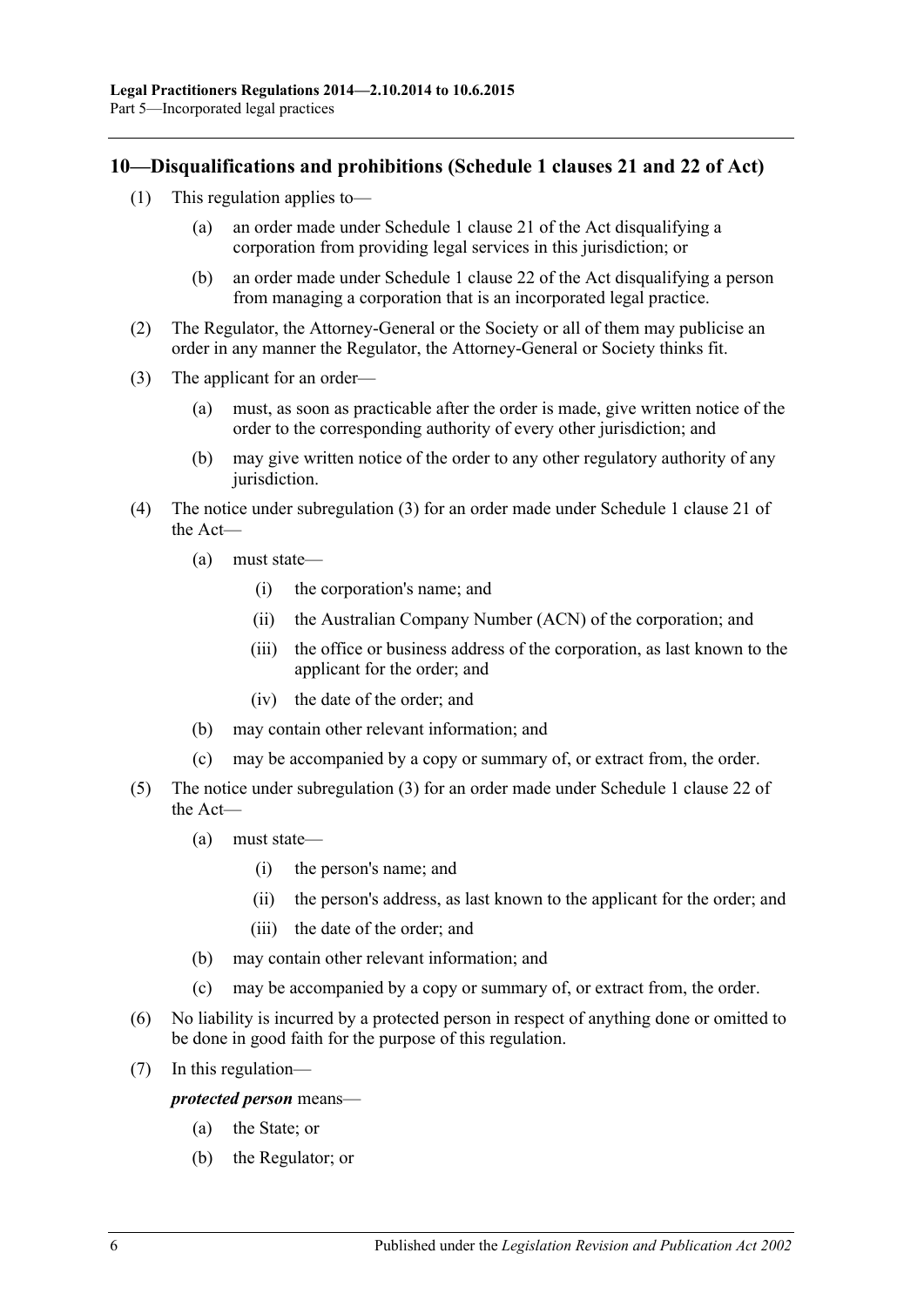## 10—Disqualifications and prohibitions (Schedule 1 clauses 21 and 22 of Act)

(1) This regulation applies to—

(a) an order made under Schedule 1 clause 21 of the Act disqualifying a corporation from providing legal services in this jurisdiction; or

(b) an order made under Schedule 1 clause 22 of the Act disqualifying a person from managing a corporation that is an incorporated legal practice.

(2) The Regulator, the Attorney-General or the Society or all of them may publicise an order in any manner the Regulator, the Attorney-General or Society thinks fit.

(3) The applicant for an order—

(a) must, as soon as practicable after the order is made, give written notice of the order to the corresponding authority of every other jurisdiction; and

(b) may give written notice of the order to any other regulatory authority of any jurisdiction.

(4) The notice under subregulation (3) for an order made under Schedule 1 clause 21 of the Act—

(a) must state—

(i) the corporation's name; and

(ii) the Australian Company Number (ACN) of the corporation; and

(iii) the office or business address of the corporation, as last known to the applicant for the order; and

(iv) the date of the order; and

(b) may contain other relevant information; and

(c) may be accompanied by a copy or summary of, or extract from, the order.

(5) The notice under subregulation (3) for an order made under Schedule 1 clause 22 of the Act—

(a) must state—

(i) the person's name; and

(ii) the person's address, as last known to the applicant for the order; and

(iii) the date of the order; and

(b) may contain other relevant information; and

(c) may be accompanied by a copy or summary of, or extract from, the order.

(6) No liability is incurred by a protected person in respect of anything done or omitted to be done in good faith for the purpose of this regulation.

(7) In this regulation—

***protected person*** means—

(a) the State; or

(b) the Regulator; or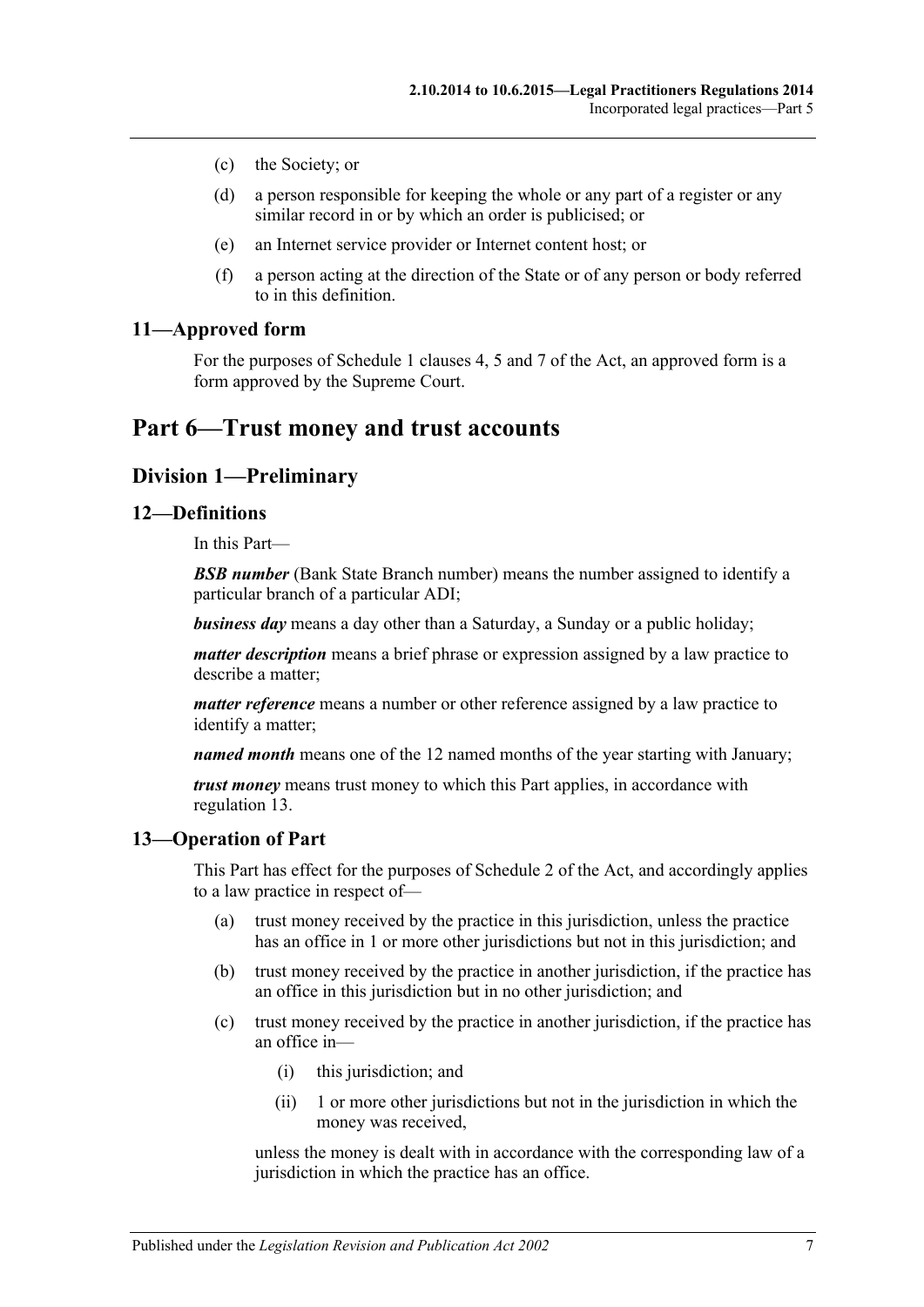(c) the Society; or

(d) a person responsible for keeping the whole or any part of a register or any similar record in or by which an order is publicised; or

(e) an Internet service provider or Internet content host; or

(f) a person acting at the direction of the State or of any person or body referred to in this definition.

### 11—Approved form

For the purposes of Schedule 1 clauses 4, 5 and 7 of the Act, an approved form is a form approved by the Supreme Court.

# Part 6—Trust money and trust accounts

## Division 1—Preliminary

### 12—Definitions

In this Part—

***BSB number*** (Bank State Branch number) means the number assigned to identify a particular branch of a particular ADI;

***business day*** means a day other than a Saturday, a Sunday or a public holiday;

***matter description*** means a brief phrase or expression assigned by a law practice to describe a matter;

***matter reference*** means a number or other reference assigned by a law practice to identify a matter;

***named month*** means one of the 12 named months of the year starting with January;

***trust money*** means trust money to which this Part applies, in accordance with regulation 13.

### 13—Operation of Part

This Part has effect for the purposes of Schedule 2 of the Act, and accordingly applies to a law practice in respect of—

(a) trust money received by the practice in this jurisdiction, unless the practice has an office in 1 or more other jurisdictions but not in this jurisdiction; and

(b) trust money received by the practice in another jurisdiction, if the practice has an office in this jurisdiction but in no other jurisdiction; and

(c) trust money received by the practice in another jurisdiction, if the practice has an office in—

(i) this jurisdiction; and

(ii) 1 or more other jurisdictions but not in the jurisdiction in which the money was received,

unless the money is dealt with in accordance with the corresponding law of a jurisdiction in which the practice has an office.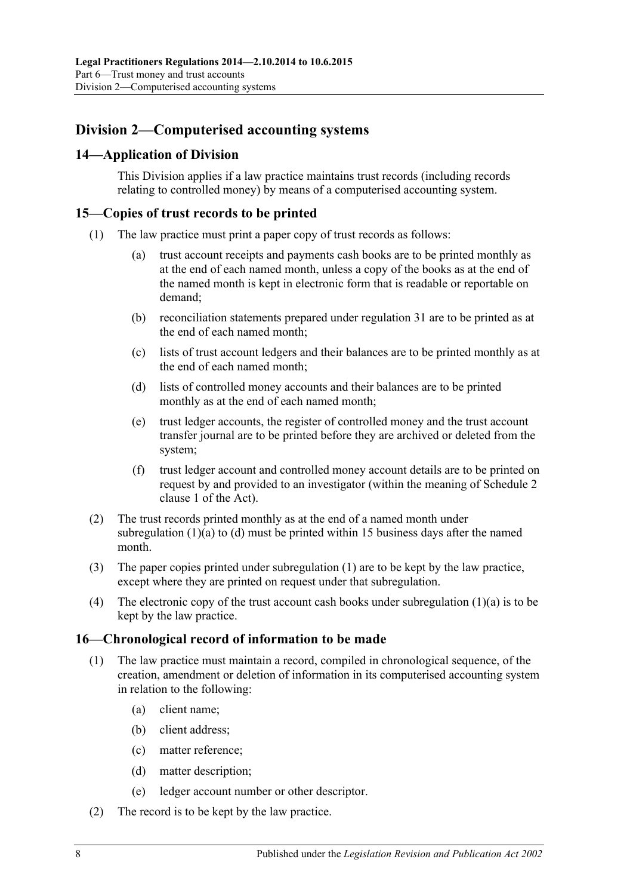## Division 2—Computerised accounting systems

### 14—Application of Division

This Division applies if a law practice maintains trust records (including records relating to controlled money) by means of a computerised accounting system.

### 15—Copies of trust records to be printed

(1) The law practice must print a paper copy of trust records as follows:

(a) trust account receipts and payments cash books are to be printed monthly as at the end of each named month, unless a copy of the books as at the end of the named month is kept in electronic form that is readable or reportable on demand;

(b) reconciliation statements prepared under regulation 31 are to be printed as at the end of each named month;

(c) lists of trust account ledgers and their balances are to be printed monthly as at the end of each named month;

(d) lists of controlled money accounts and their balances are to be printed monthly as at the end of each named month;

(e) trust ledger accounts, the register of controlled money and the trust account transfer journal are to be printed before they are archived or deleted from the system;

(f) trust ledger account and controlled money account details are to be printed on request by and provided to an investigator (within the meaning of Schedule 2 clause 1 of the Act).

(2) The trust records printed monthly as at the end of a named month under subregulation (1)(a) to (d) must be printed within 15 business days after the named month.

(3) The paper copies printed under subregulation (1) are to be kept by the law practice, except where they are printed on request under that subregulation.

(4) The electronic copy of the trust account cash books under subregulation (1)(a) is to be kept by the law practice.

### 16—Chronological record of information to be made

(1) The law practice must maintain a record, compiled in chronological sequence, of the creation, amendment or deletion of information in its computerised accounting system in relation to the following:

(a) client name;

(b) client address;

(c) matter reference;

(d) matter description;

(e) ledger account number or other descriptor.

(2) The record is to be kept by the law practice.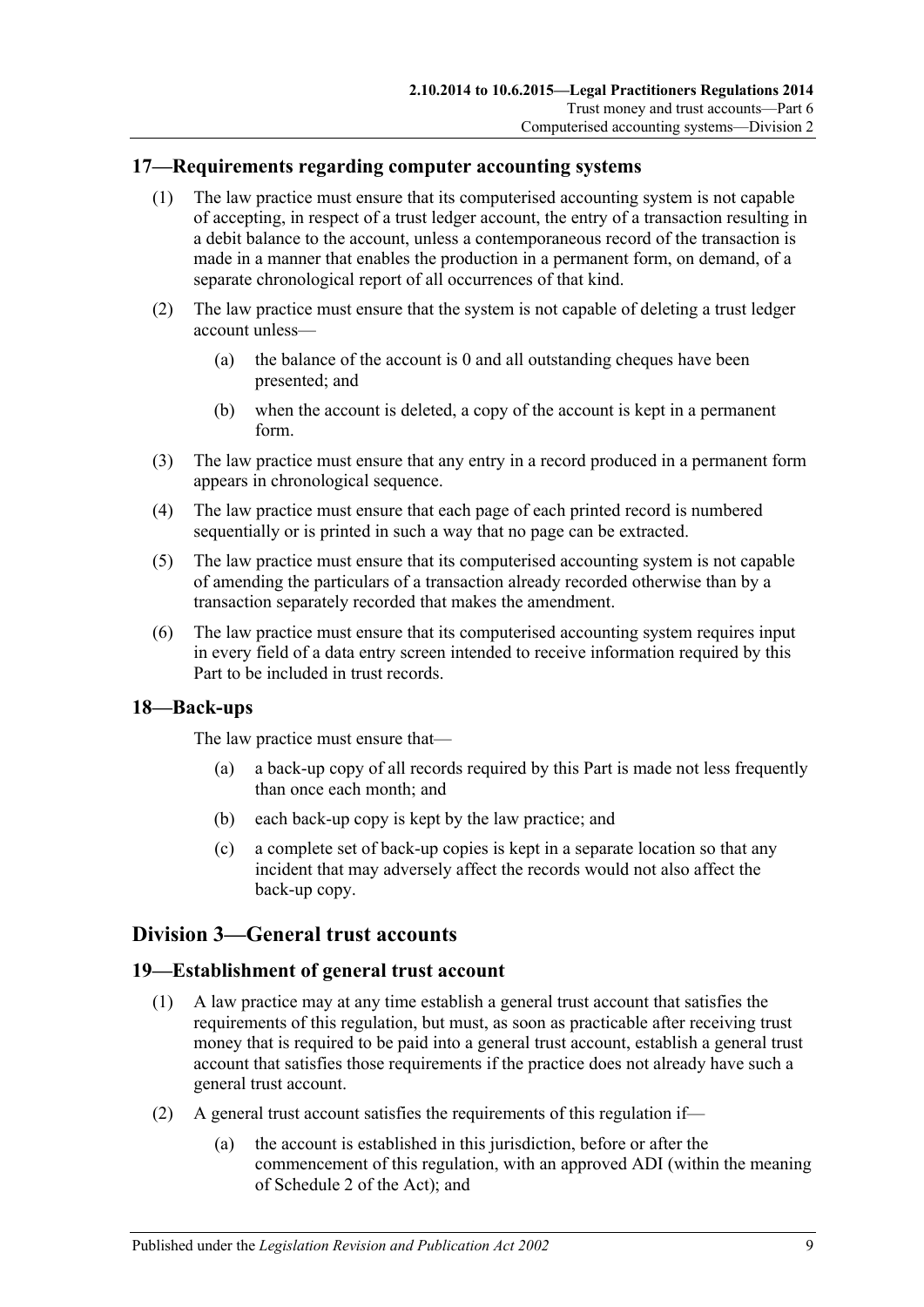## 17—Requirements regarding computer accounting systems

(1) The law practice must ensure that its computerised accounting system is not capable of accepting, in respect of a trust ledger account, the entry of a transaction resulting in a debit balance to the account, unless a contemporaneous record of the transaction is made in a manner that enables the production in a permanent form, on demand, of a separate chronological report of all occurrences of that kind.

(2) The law practice must ensure that the system is not capable of deleting a trust ledger account unless—

(a) the balance of the account is 0 and all outstanding cheques have been presented; and

(b) when the account is deleted, a copy of the account is kept in a permanent form.

(3) The law practice must ensure that any entry in a record produced in a permanent form appears in chronological sequence.

(4) The law practice must ensure that each page of each printed record is numbered sequentially or is printed in such a way that no page can be extracted.

(5) The law practice must ensure that its computerised accounting system is not capable of amending the particulars of a transaction already recorded otherwise than by a transaction separately recorded that makes the amendment.

(6) The law practice must ensure that its computerised accounting system requires input in every field of a data entry screen intended to receive information required by this Part to be included in trust records.

## 18—Back-ups

The law practice must ensure that—

(a) a back-up copy of all records required by this Part is made not less frequently than once each month; and

(b) each back-up copy is kept by the law practice; and

(c) a complete set of back-up copies is kept in a separate location so that any incident that may adversely affect the records would not also affect the back-up copy.

# Division 3—General trust accounts

## 19—Establishment of general trust account

(1) A law practice may at any time establish a general trust account that satisfies the requirements of this regulation, but must, as soon as practicable after receiving trust money that is required to be paid into a general trust account, establish a general trust account that satisfies those requirements if the practice does not already have such a general trust account.

(2) A general trust account satisfies the requirements of this regulation if—

(a) the account is established in this jurisdiction, before or after the commencement of this regulation, with an approved ADI (within the meaning of Schedule 2 of the Act); and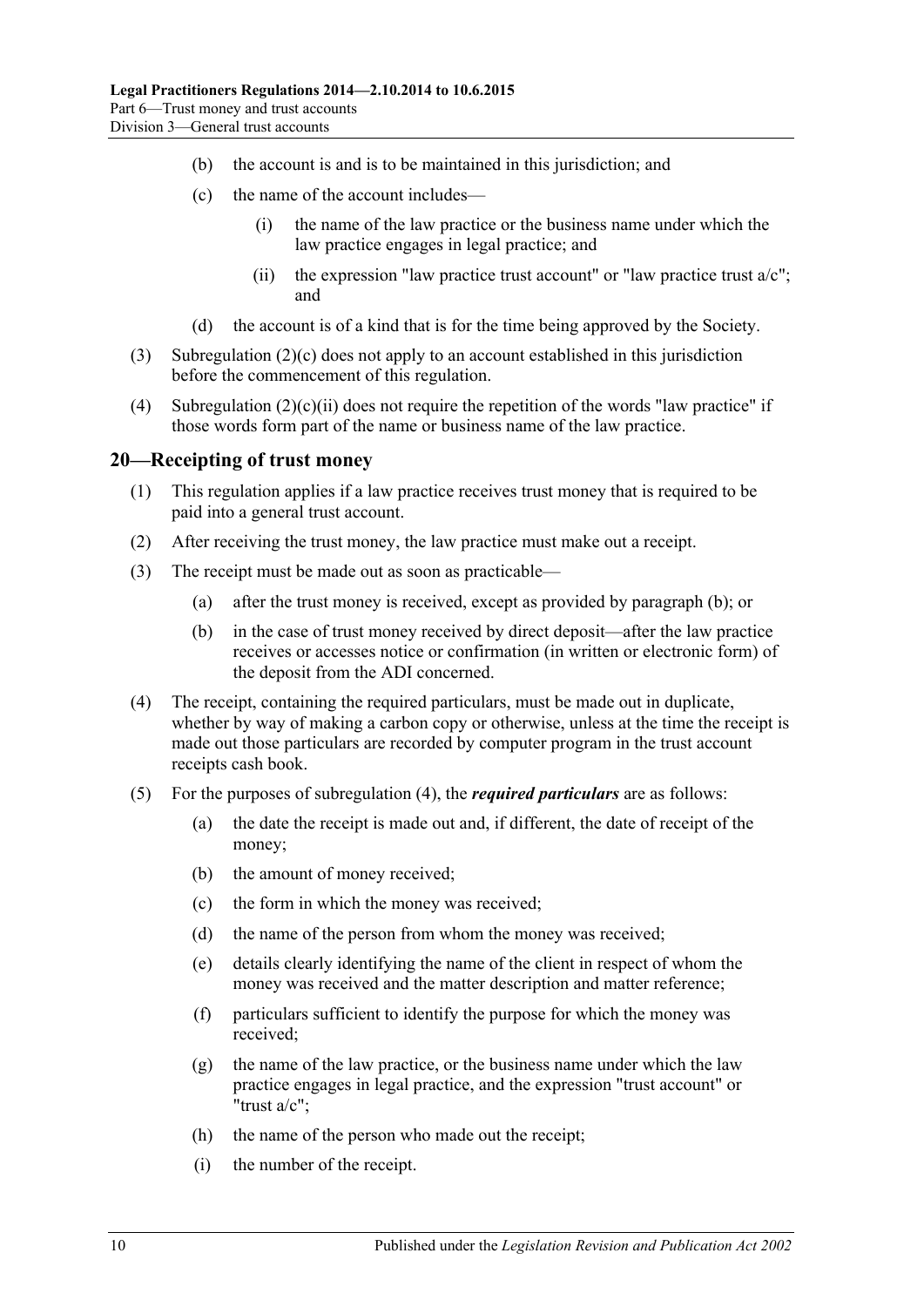(b) the account is and is to be maintained in this jurisdiction; and

(c) the name of the account includes—

(i) the name of the law practice or the business name under which the law practice engages in legal practice; and

(ii) the expression "law practice trust account" or "law practice trust a/c"; and

(d) the account is of a kind that is for the time being approved by the Society.

(3) Subregulation (2)(c) does not apply to an account established in this jurisdiction before the commencement of this regulation.

(4) Subregulation (2)(c)(ii) does not require the repetition of the words "law practice" if those words form part of the name or business name of the law practice.

## 20—Receipting of trust money

(1) This regulation applies if a law practice receives trust money that is required to be paid into a general trust account.

(2) After receiving the trust money, the law practice must make out a receipt.

(3) The receipt must be made out as soon as practicable—

(a) after the trust money is received, except as provided by paragraph (b); or

(b) in the case of trust money received by direct deposit—after the law practice receives or accesses notice or confirmation (in written or electronic form) of the deposit from the ADI concerned.

(4) The receipt, containing the required particulars, must be made out in duplicate, whether by way of making a carbon copy or otherwise, unless at the time the receipt is made out those particulars are recorded by computer program in the trust account receipts cash book.

(5) For the purposes of subregulation (4), the ***required particulars*** are as follows:

(a) the date the receipt is made out and, if different, the date of receipt of the money;

(b) the amount of money received;

(c) the form in which the money was received;

(d) the name of the person from whom the money was received;

(e) details clearly identifying the name of the client in respect of whom the money was received and the matter description and matter reference;

(f) particulars sufficient to identify the purpose for which the money was received;

(g) the name of the law practice, or the business name under which the law practice engages in legal practice, and the expression "trust account" or "trust a/c";

(h) the name of the person who made out the receipt;

(i) the number of the receipt.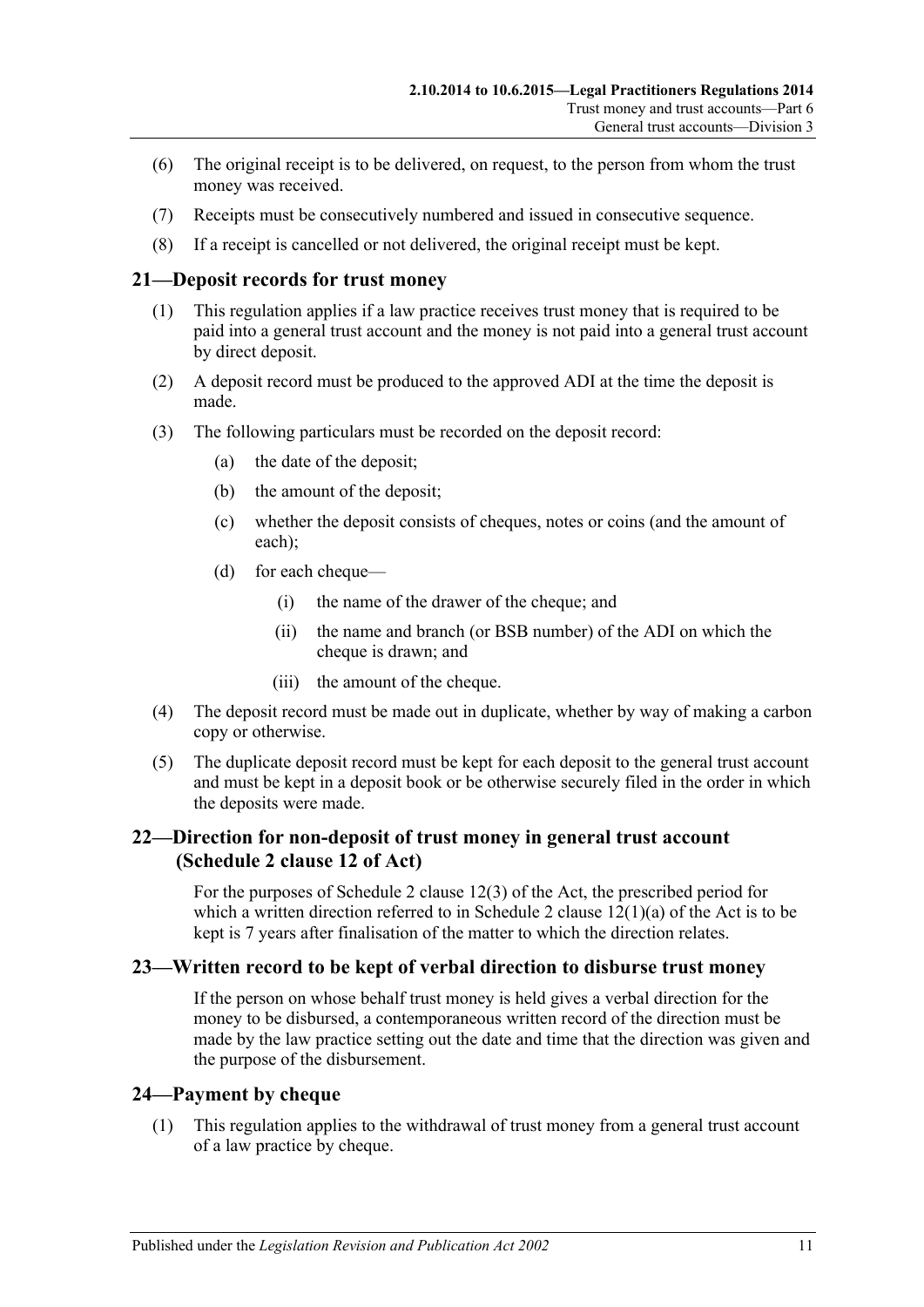(6) The original receipt is to be delivered, on request, to the person from whom the trust money was received.

(7) Receipts must be consecutively numbered and issued in consecutive sequence.

(8) If a receipt is cancelled or not delivered, the original receipt must be kept.

## 21—Deposit records for trust money

(1) This regulation applies if a law practice receives trust money that is required to be paid into a general trust account and the money is not paid into a general trust account by direct deposit.

(2) A deposit record must be produced to the approved ADI at the time the deposit is made.

(3) The following particulars must be recorded on the deposit record:

- (a) the date of the deposit;
- (b) the amount of the deposit;
- (c) whether the deposit consists of cheques, notes or coins (and the amount of each);
- (d) for each cheque—
  - (i) the name of the drawer of the cheque; and
  - (ii) the name and branch (or BSB number) of the ADI on which the cheque is drawn; and
  - (iii) the amount of the cheque.

(4) The deposit record must be made out in duplicate, whether by way of making a carbon copy or otherwise.

(5) The duplicate deposit record must be kept for each deposit to the general trust account and must be kept in a deposit book or be otherwise securely filed in the order in which the deposits were made.

## 22—Direction for non-deposit of trust money in general trust account (Schedule 2 clause 12 of Act)

For the purposes of Schedule 2 clause 12(3) of the Act, the prescribed period for which a written direction referred to in Schedule 2 clause 12(1)(a) of the Act is to be kept is 7 years after finalisation of the matter to which the direction relates.

## 23—Written record to be kept of verbal direction to disburse trust money

If the person on whose behalf trust money is held gives a verbal direction for the money to be disbursed, a contemporaneous written record of the direction must be made by the law practice setting out the date and time that the direction was given and the purpose of the disbursement.

## 24—Payment by cheque

(1) This regulation applies to the withdrawal of trust money from a general trust account of a law practice by cheque.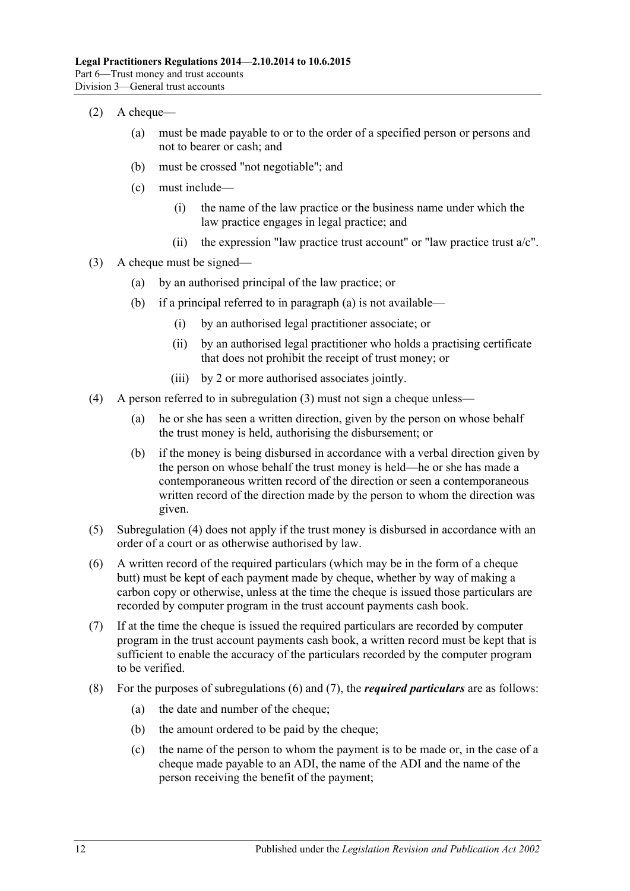(2) A cheque—

(a) must be made payable to or to the order of a specified person or persons and not to bearer or cash; and

(b) must be crossed "not negotiable"; and

(c) must include—

(i) the name of the law practice or the business name under which the law practice engages in legal practice; and

(ii) the expression "law practice trust account" or "law practice trust a/c".

(3) A cheque must be signed—

(a) by an authorised principal of the law practice; or

(b) if a principal referred to in paragraph (a) is not available—

(i) by an authorised legal practitioner associate; or

(ii) by an authorised legal practitioner who holds a practising certificate that does not prohibit the receipt of trust money; or

(iii) by 2 or more authorised associates jointly.

(4) A person referred to in subregulation (3) must not sign a cheque unless—

(a) he or she has seen a written direction, given by the person on whose behalf the trust money is held, authorising the disbursement; or

(b) if the money is being disbursed in accordance with a verbal direction given by the person on whose behalf the trust money is held—he or she has made a contemporaneous written record of the direction or seen a contemporaneous written record of the direction made by the person to whom the direction was given.

(5) Subregulation (4) does not apply if the trust money is disbursed in accordance with an order of a court or as otherwise authorised by law.

(6) A written record of the required particulars (which may be in the form of a cheque butt) must be kept of each payment made by cheque, whether by way of making a carbon copy or otherwise, unless at the time the cheque is issued those particulars are recorded by computer program in the trust account payments cash book.

(7) If at the time the cheque is issued the required particulars are recorded by computer program in the trust account payments cash book, a written record must be kept that is sufficient to enable the accuracy of the particulars recorded by the computer program to be verified.

(8) For the purposes of subregulations (6) and (7), the ***required particulars*** are as follows:

(a) the date and number of the cheque;

(b) the amount ordered to be paid by the cheque;

(c) the name of the person to whom the payment is to be made or, in the case of a cheque made payable to an ADI, the name of the ADI and the name of the person receiving the benefit of the payment;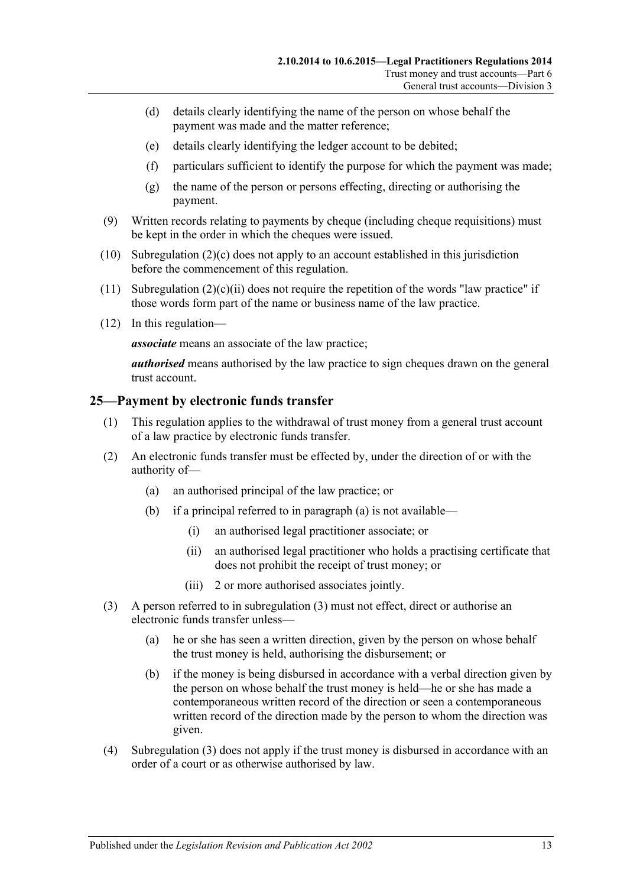(d) details clearly identifying the name of the person on whose behalf the payment was made and the matter reference;

(e) details clearly identifying the ledger account to be debited;

(f) particulars sufficient to identify the purpose for which the payment was made;

(g) the name of the person or persons effecting, directing or authorising the payment.

(9) Written records relating to payments by cheque (including cheque requisitions) must be kept in the order in which the cheques were issued.

(10) Subregulation (2)(c) does not apply to an account established in this jurisdiction before the commencement of this regulation.

(11) Subregulation (2)(c)(ii) does not require the repetition of the words "law practice" if those words form part of the name or business name of the law practice.

(12) In this regulation—

***associate*** means an associate of the law practice;

***authorised*** means authorised by the law practice to sign cheques drawn on the general trust account.

## 25—Payment by electronic funds transfer

(1) This regulation applies to the withdrawal of trust money from a general trust account of a law practice by electronic funds transfer.

(2) An electronic funds transfer must be effected by, under the direction of or with the authority of—

(a) an authorised principal of the law practice; or

(b) if a principal referred to in paragraph (a) is not available—

(i) an authorised legal practitioner associate; or

(ii) an authorised legal practitioner who holds a practising certificate that does not prohibit the receipt of trust money; or

(iii) 2 or more authorised associates jointly.

(3) A person referred to in subregulation (3) must not effect, direct or authorise an electronic funds transfer unless—

(a) he or she has seen a written direction, given by the person on whose behalf the trust money is held, authorising the disbursement; or

(b) if the money is being disbursed in accordance with a verbal direction given by the person on whose behalf the trust money is held—he or she has made a contemporaneous written record of the direction or seen a contemporaneous written record of the direction made by the person to whom the direction was given.

(4) Subregulation (3) does not apply if the trust money is disbursed in accordance with an order of a court or as otherwise authorised by law.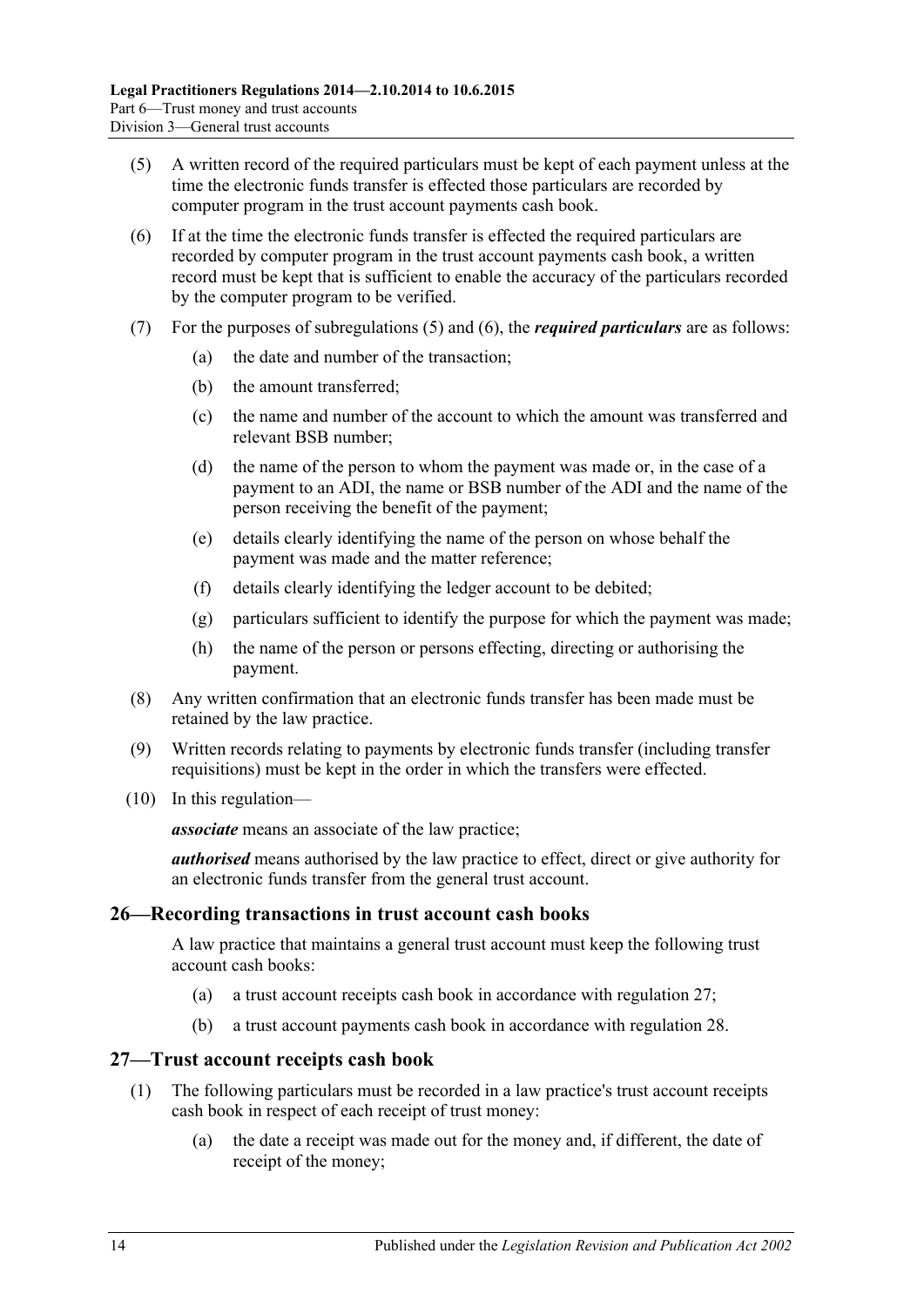(5) A written record of the required particulars must be kept of each payment unless at the time the electronic funds transfer is effected those particulars are recorded by computer program in the trust account payments cash book.

(6) If at the time the electronic funds transfer is effected the required particulars are recorded by computer program in the trust account payments cash book, a written record must be kept that is sufficient to enable the accuracy of the particulars recorded by the computer program to be verified.

(7) For the purposes of subregulations (5) and (6), the ***required particulars*** are as follows:

(a) the date and number of the transaction;

(b) the amount transferred;

(c) the name and number of the account to which the amount was transferred and relevant BSB number;

(d) the name of the person to whom the payment was made or, in the case of a payment to an ADI, the name or BSB number of the ADI and the name of the person receiving the benefit of the payment;

(e) details clearly identifying the name of the person on whose behalf the payment was made and the matter reference;

(f) details clearly identifying the ledger account to be debited;

(g) particulars sufficient to identify the purpose for which the payment was made;

(h) the name of the person or persons effecting, directing or authorising the payment.

(8) Any written confirmation that an electronic funds transfer has been made must be retained by the law practice.

(9) Written records relating to payments by electronic funds transfer (including transfer requisitions) must be kept in the order in which the transfers were effected.

(10) In this regulation—

***associate*** means an associate of the law practice;

***authorised*** means authorised by the law practice to effect, direct or give authority for an electronic funds transfer from the general trust account.

## 26—Recording transactions in trust account cash books

A law practice that maintains a general trust account must keep the following trust account cash books:

(a) a trust account receipts cash book in accordance with regulation 27;

(b) a trust account payments cash book in accordance with regulation 28.

## 27—Trust account receipts cash book

(1) The following particulars must be recorded in a law practice's trust account receipts cash book in respect of each receipt of trust money:

(a) the date a receipt was made out for the money and, if different, the date of receipt of the money;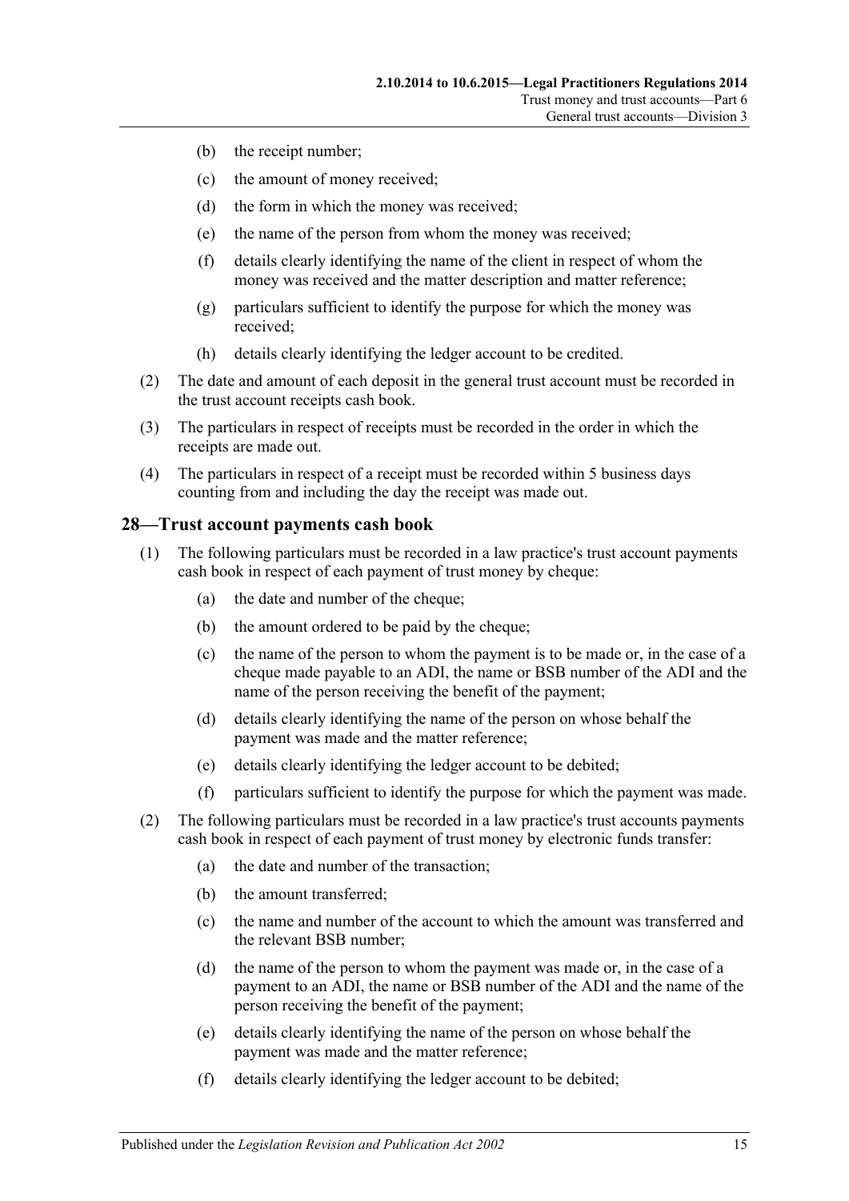(b) the receipt number;

(c) the amount of money received;

(d) the form in which the money was received;

(e) the name of the person from whom the money was received;

(f) details clearly identifying the name of the client in respect of whom the money was received and the matter description and matter reference;

(g) particulars sufficient to identify the purpose for which the money was received;

(h) details clearly identifying the ledger account to be credited.

(2) The date and amount of each deposit in the general trust account must be recorded in the trust account receipts cash book.

(3) The particulars in respect of receipts must be recorded in the order in which the receipts are made out.

(4) The particulars in respect of a receipt must be recorded within 5 business days counting from and including the day the receipt was made out.

## 28—Trust account payments cash book

(1) The following particulars must be recorded in a law practice's trust account payments cash book in respect of each payment of trust money by cheque:

(a) the date and number of the cheque;

(b) the amount ordered to be paid by the cheque;

(c) the name of the person to whom the payment is to be made or, in the case of a cheque made payable to an ADI, the name or BSB number of the ADI and the name of the person receiving the benefit of the payment;

(d) details clearly identifying the name of the person on whose behalf the payment was made and the matter reference;

(e) details clearly identifying the ledger account to be debited;

(f) particulars sufficient to identify the purpose for which the payment was made.

(2) The following particulars must be recorded in a law practice's trust accounts payments cash book in respect of each payment of trust money by electronic funds transfer:

(a) the date and number of the transaction;

(b) the amount transferred;

(c) the name and number of the account to which the amount was transferred and the relevant BSB number;

(d) the name of the person to whom the payment was made or, in the case of a payment to an ADI, the name or BSB number of the ADI and the name of the person receiving the benefit of the payment;

(e) details clearly identifying the name of the person on whose behalf the payment was made and the matter reference;

(f) details clearly identifying the ledger account to be debited;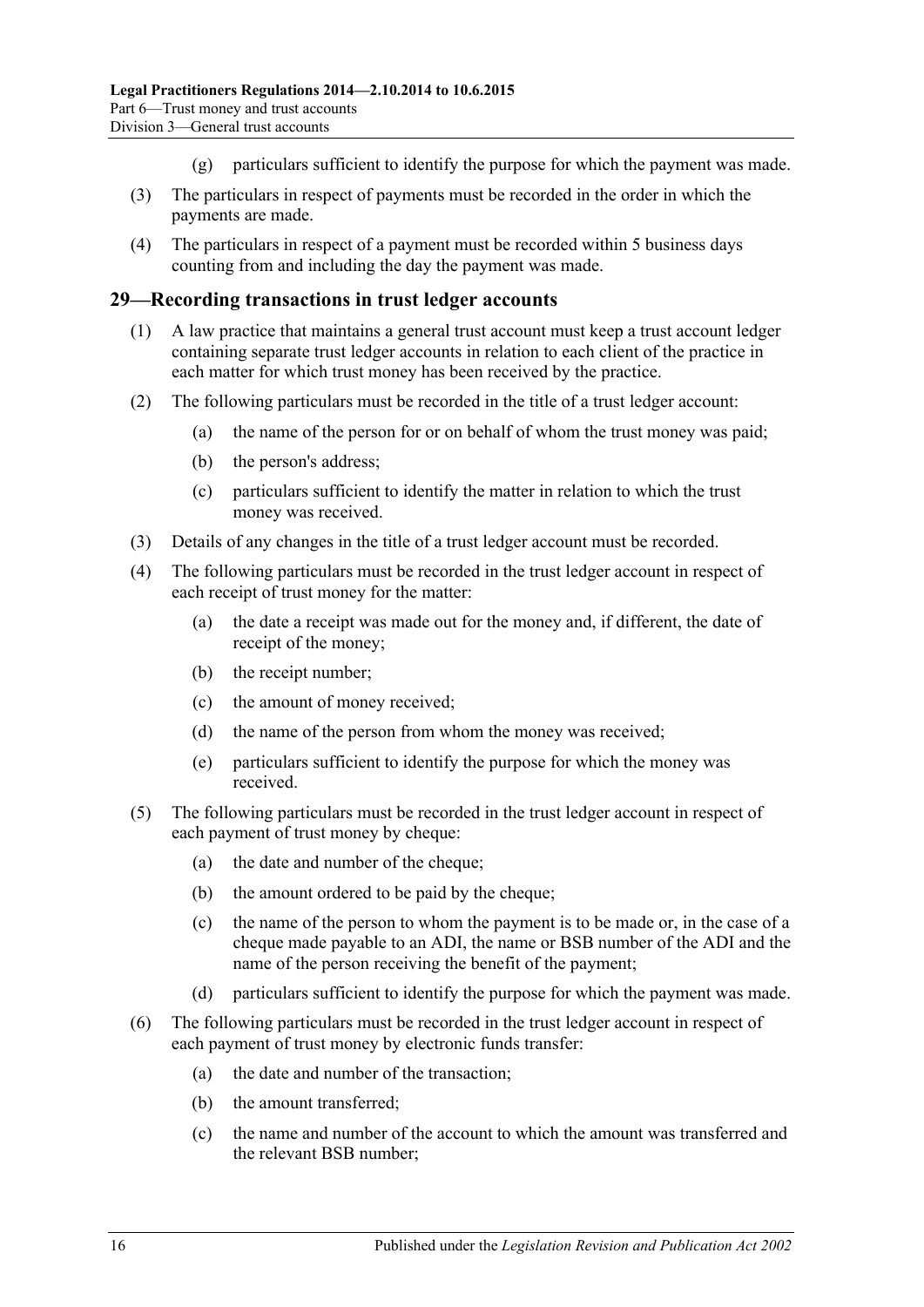(g) particulars sufficient to identify the purpose for which the payment was made.

(3) The particulars in respect of payments must be recorded in the order in which the payments are made.

(4) The particulars in respect of a payment must be recorded within 5 business days counting from and including the day the payment was made.

## 29—Recording transactions in trust ledger accounts

(1) A law practice that maintains a general trust account must keep a trust account ledger containing separate trust ledger accounts in relation to each client of the practice in each matter for which trust money has been received by the practice.

(2) The following particulars must be recorded in the title of a trust ledger account:

- (a) the name of the person for or on behalf of whom the trust money was paid;
- (b) the person's address;
- (c) particulars sufficient to identify the matter in relation to which the trust money was received.

(3) Details of any changes in the title of a trust ledger account must be recorded.

(4) The following particulars must be recorded in the trust ledger account in respect of each receipt of trust money for the matter:

- (a) the date a receipt was made out for the money and, if different, the date of receipt of the money;
- (b) the receipt number;
- (c) the amount of money received;
- (d) the name of the person from whom the money was received;
- (e) particulars sufficient to identify the purpose for which the money was received.

(5) The following particulars must be recorded in the trust ledger account in respect of each payment of trust money by cheque:

- (a) the date and number of the cheque;
- (b) the amount ordered to be paid by the cheque;
- (c) the name of the person to whom the payment is to be made or, in the case of a cheque made payable to an ADI, the name or BSB number of the ADI and the name of the person receiving the benefit of the payment;
- (d) particulars sufficient to identify the purpose for which the payment was made.

(6) The following particulars must be recorded in the trust ledger account in respect of each payment of trust money by electronic funds transfer:

- (a) the date and number of the transaction;
- (b) the amount transferred;
- (c) the name and number of the account to which the amount was transferred and the relevant BSB number;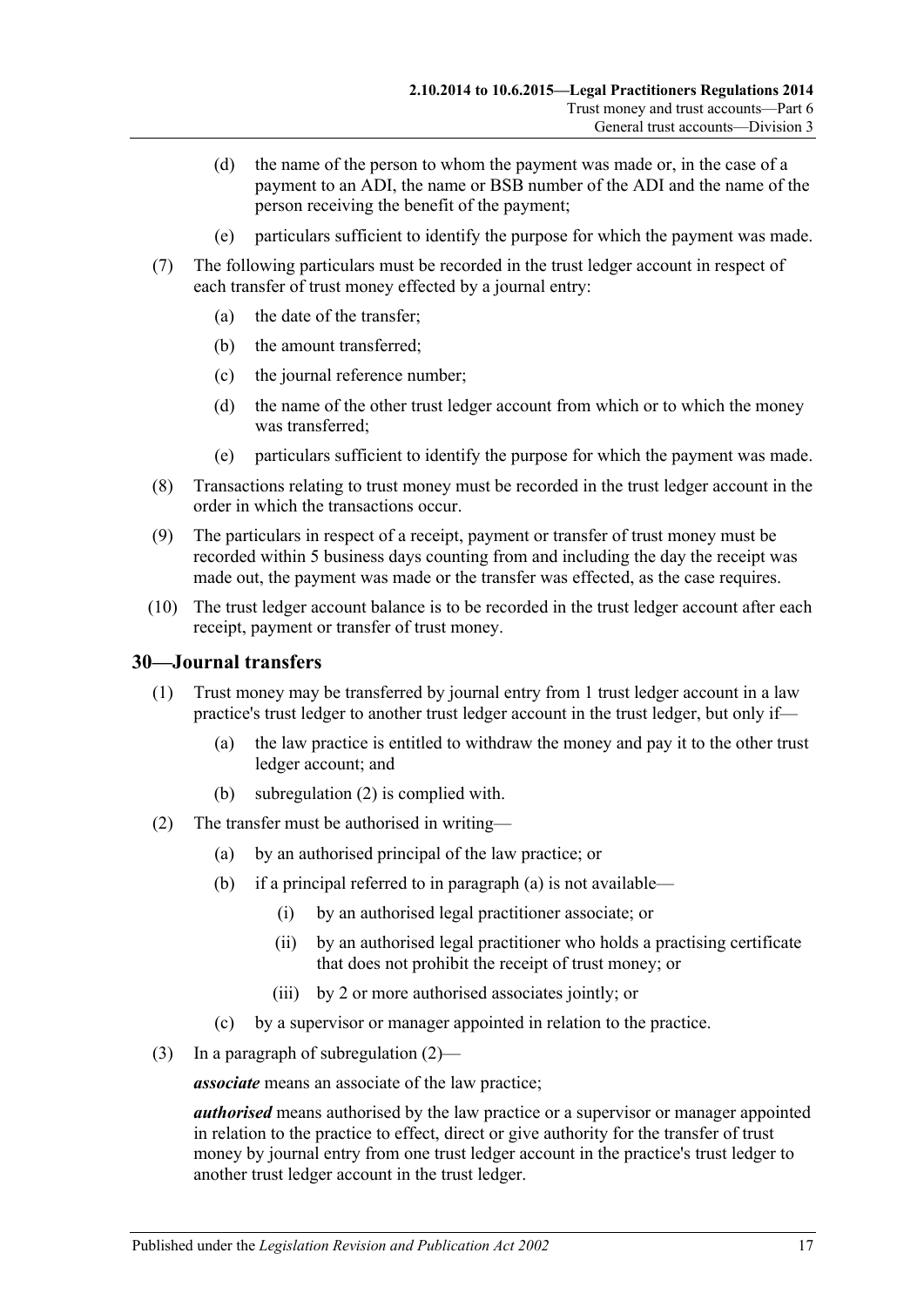(d) the name of the person to whom the payment was made or, in the case of a payment to an ADI, the name or BSB number of the ADI and the name of the person receiving the benefit of the payment;

(e) particulars sufficient to identify the purpose for which the payment was made.

(7) The following particulars must be recorded in the trust ledger account in respect of each transfer of trust money effected by a journal entry:

(a) the date of the transfer;

(b) the amount transferred;

(c) the journal reference number;

(d) the name of the other trust ledger account from which or to which the money was transferred;

(e) particulars sufficient to identify the purpose for which the payment was made.

(8) Transactions relating to trust money must be recorded in the trust ledger account in the order in which the transactions occur.

(9) The particulars in respect of a receipt, payment or transfer of trust money must be recorded within 5 business days counting from and including the day the receipt was made out, the payment was made or the transfer was effected, as the case requires.

(10) The trust ledger account balance is to be recorded in the trust ledger account after each receipt, payment or transfer of trust money.

## 30—Journal transfers

(1) Trust money may be transferred by journal entry from 1 trust ledger account in a law practice's trust ledger to another trust ledger account in the trust ledger, but only if—

(a) the law practice is entitled to withdraw the money and pay it to the other trust ledger account; and

(b) subregulation (2) is complied with.

(2) The transfer must be authorised in writing—

(a) by an authorised principal of the law practice; or

(b) if a principal referred to in paragraph (a) is not available—

(i) by an authorised legal practitioner associate; or

(ii) by an authorised legal practitioner who holds a practising certificate that does not prohibit the receipt of trust money; or

(iii) by 2 or more authorised associates jointly; or

(c) by a supervisor or manager appointed in relation to the practice.

(3) In a paragraph of subregulation (2)—

***associate*** means an associate of the law practice;

***authorised*** means authorised by the law practice or a supervisor or manager appointed in relation to the practice to effect, direct or give authority for the transfer of trust money by journal entry from one trust ledger account in the practice's trust ledger to another trust ledger account in the trust ledger.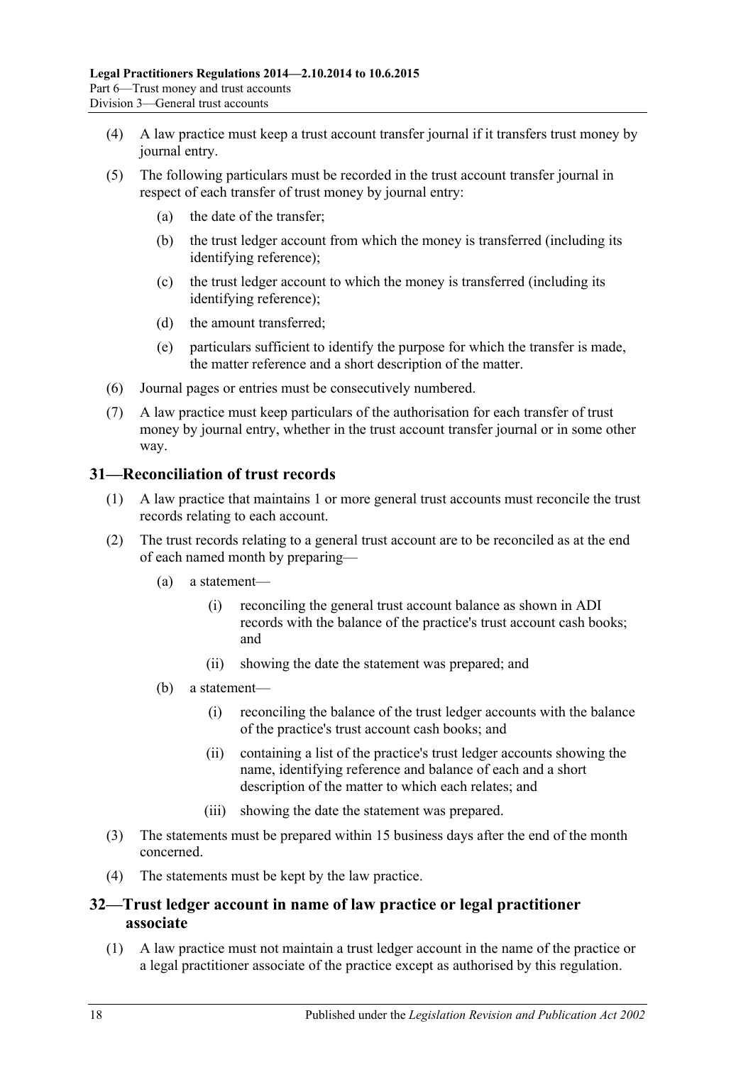(4) A law practice must keep a trust account transfer journal if it transfers trust money by journal entry.

(5) The following particulars must be recorded in the trust account transfer journal in respect of each transfer of trust money by journal entry:

  (a) the date of the transfer;

  (b) the trust ledger account from which the money is transferred (including its identifying reference);

  (c) the trust ledger account to which the money is transferred (including its identifying reference);

  (d) the amount transferred;

  (e) particulars sufficient to identify the purpose for which the transfer is made, the matter reference and a short description of the matter.

(6) Journal pages or entries must be consecutively numbered.

(7) A law practice must keep particulars of the authorisation for each transfer of trust money by journal entry, whether in the trust account transfer journal or in some other way.

## 31—Reconciliation of trust records

(1) A law practice that maintains 1 or more general trust accounts must reconcile the trust records relating to each account.

(2) The trust records relating to a general trust account are to be reconciled as at the end of each named month by preparing—

  (a) a statement—

    (i) reconciling the general trust account balance as shown in ADI records with the balance of the practice's trust account cash books; and

    (ii) showing the date the statement was prepared; and

  (b) a statement—

    (i) reconciling the balance of the trust ledger accounts with the balance of the practice's trust account cash books; and

    (ii) containing a list of the practice's trust ledger accounts showing the name, identifying reference and balance of each and a short description of the matter to which each relates; and

    (iii) showing the date the statement was prepared.

(3) The statements must be prepared within 15 business days after the end of the month concerned.

(4) The statements must be kept by the law practice.

## 32—Trust ledger account in name of law practice or legal practitioner associate

(1) A law practice must not maintain a trust ledger account in the name of the practice or a legal practitioner associate of the practice except as authorised by this regulation.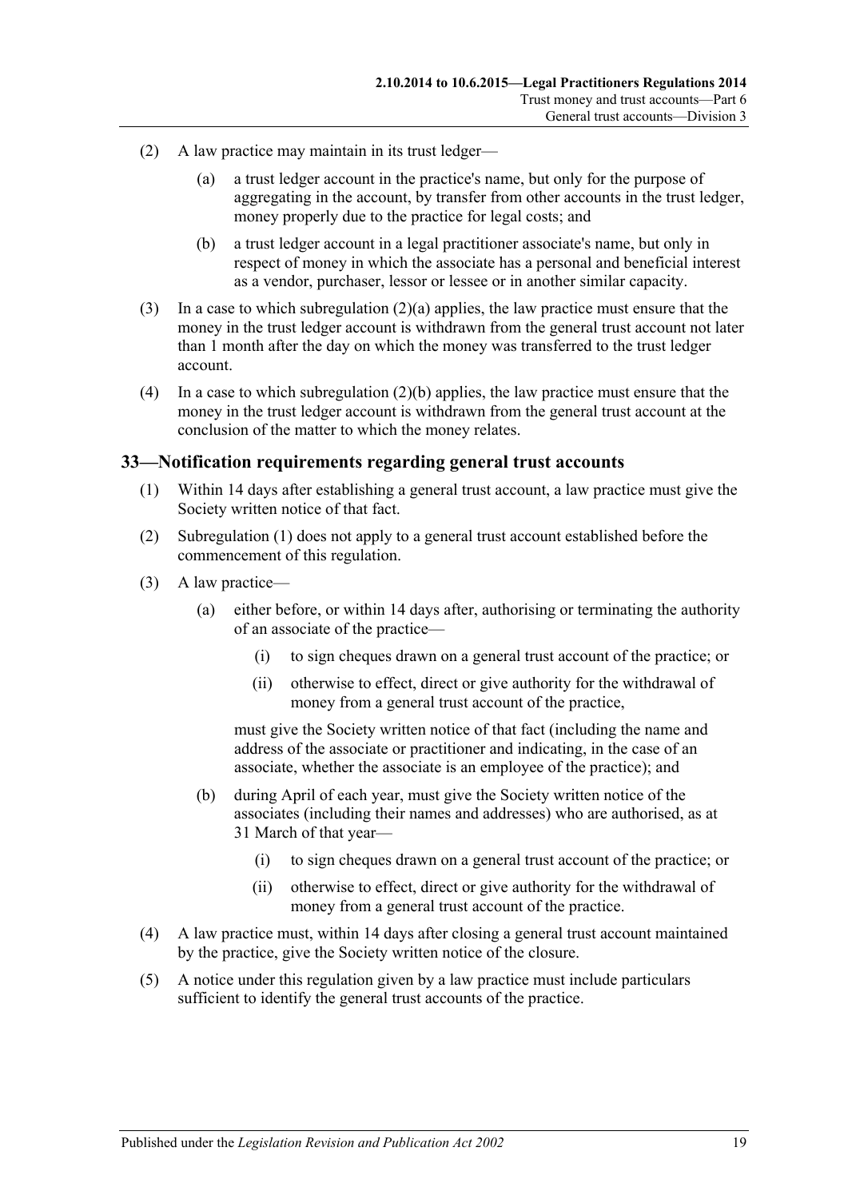(2) A law practice may maintain in its trust ledger—

(a) a trust ledger account in the practice's name, but only for the purpose of aggregating in the account, by transfer from other accounts in the trust ledger, money properly due to the practice for legal costs; and

(b) a trust ledger account in a legal practitioner associate's name, but only in respect of money in which the associate has a personal and beneficial interest as a vendor, purchaser, lessor or lessee or in another similar capacity.

(3) In a case to which subregulation (2)(a) applies, the law practice must ensure that the money in the trust ledger account is withdrawn from the general trust account not later than 1 month after the day on which the money was transferred to the trust ledger account.

(4) In a case to which subregulation (2)(b) applies, the law practice must ensure that the money in the trust ledger account is withdrawn from the general trust account at the conclusion of the matter to which the money relates.

## 33—Notification requirements regarding general trust accounts

(1) Within 14 days after establishing a general trust account, a law practice must give the Society written notice of that fact.

(2) Subregulation (1) does not apply to a general trust account established before the commencement of this regulation.

(3) A law practice—

(a) either before, or within 14 days after, authorising or terminating the authority of an associate of the practice—

(i) to sign cheques drawn on a general trust account of the practice; or

(ii) otherwise to effect, direct or give authority for the withdrawal of money from a general trust account of the practice,

must give the Society written notice of that fact (including the name and address of the associate or practitioner and indicating, in the case of an associate, whether the associate is an employee of the practice); and

(b) during April of each year, must give the Society written notice of the associates (including their names and addresses) who are authorised, as at 31 March of that year—

(i) to sign cheques drawn on a general trust account of the practice; or

(ii) otherwise to effect, direct or give authority for the withdrawal of money from a general trust account of the practice.

(4) A law practice must, within 14 days after closing a general trust account maintained by the practice, give the Society written notice of the closure.

(5) A notice under this regulation given by a law practice must include particulars sufficient to identify the general trust accounts of the practice.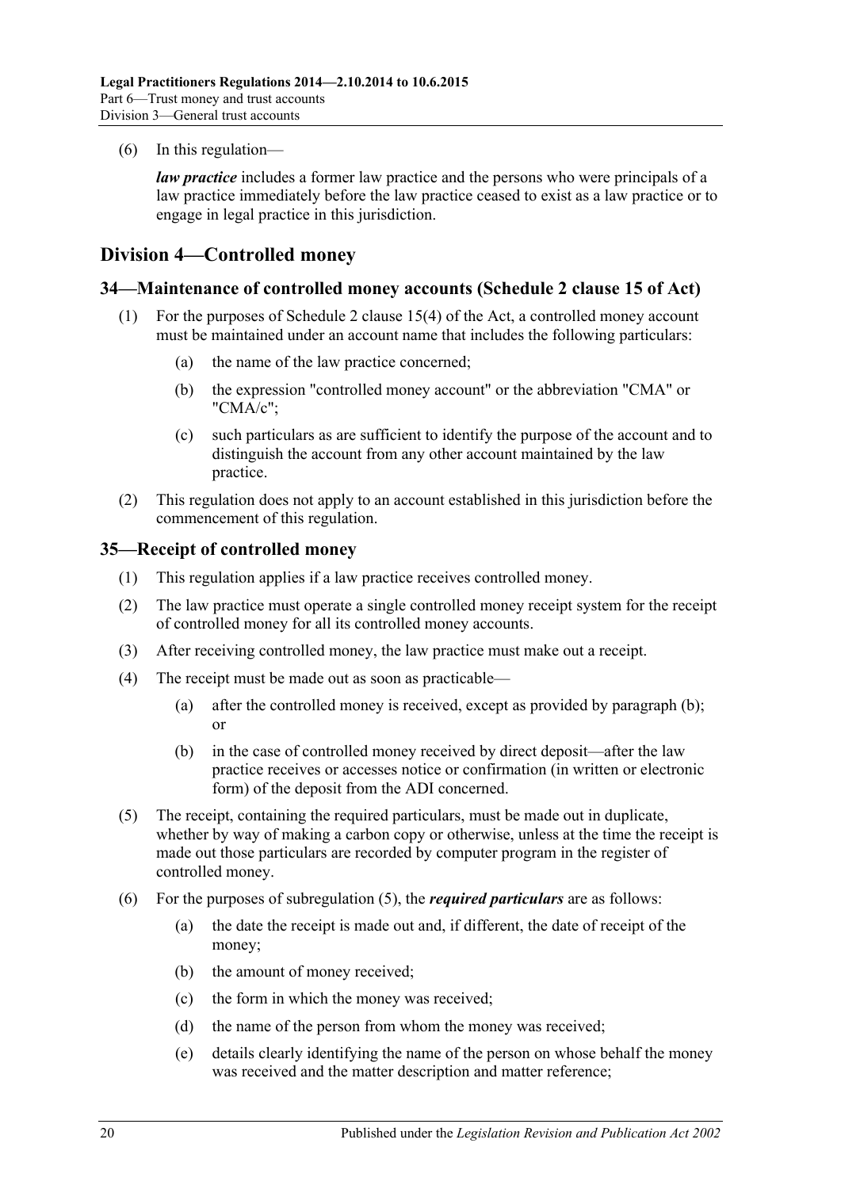(6) In this regulation—

***law practice*** includes a former law practice and the persons who were principals of a law practice immediately before the law practice ceased to exist as a law practice or to engage in legal practice in this jurisdiction.

## Division 4—Controlled money

### 34—Maintenance of controlled money accounts (Schedule 2 clause 15 of Act)

(1) For the purposes of Schedule 2 clause 15(4) of the Act, a controlled money account must be maintained under an account name that includes the following particulars:

(a) the name of the law practice concerned;

(b) the expression "controlled money account" or the abbreviation "CMA" or "CMA/c";

(c) such particulars as are sufficient to identify the purpose of the account and to distinguish the account from any other account maintained by the law practice.

(2) This regulation does not apply to an account established in this jurisdiction before the commencement of this regulation.

### 35—Receipt of controlled money

(1) This regulation applies if a law practice receives controlled money.

(2) The law practice must operate a single controlled money receipt system for the receipt of controlled money for all its controlled money accounts.

(3) After receiving controlled money, the law practice must make out a receipt.

(4) The receipt must be made out as soon as practicable—

(a) after the controlled money is received, except as provided by paragraph (b); or

(b) in the case of controlled money received by direct deposit—after the law practice receives or accesses notice or confirmation (in written or electronic form) of the deposit from the ADI concerned.

(5) The receipt, containing the required particulars, must be made out in duplicate, whether by way of making a carbon copy or otherwise, unless at the time the receipt is made out those particulars are recorded by computer program in the register of controlled money.

(6) For the purposes of subregulation (5), the ***required particulars*** are as follows:

(a) the date the receipt is made out and, if different, the date of receipt of the money;

(b) the amount of money received;

(c) the form in which the money was received;

(d) the name of the person from whom the money was received;

(e) details clearly identifying the name of the person on whose behalf the money was received and the matter description and matter reference;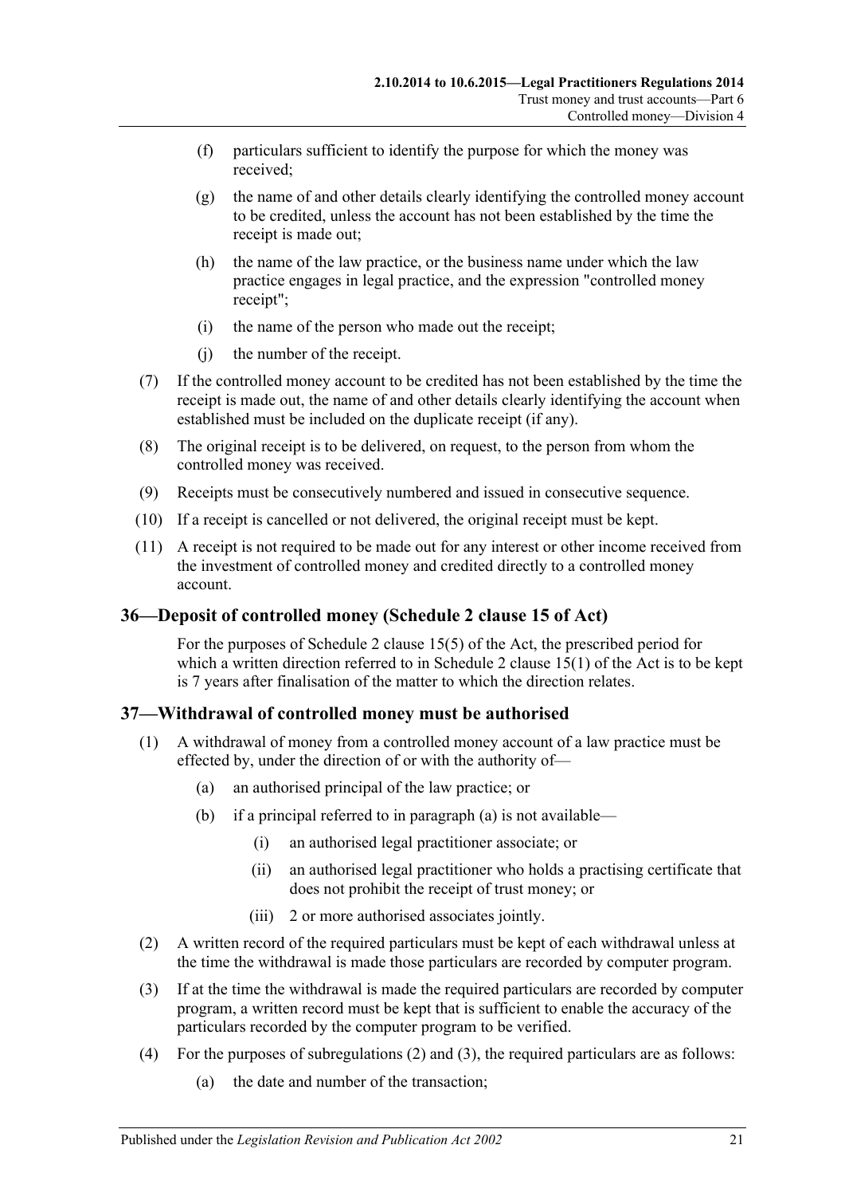(f) particulars sufficient to identify the purpose for which the money was received;

(g) the name of and other details clearly identifying the controlled money account to be credited, unless the account has not been established by the time the receipt is made out;

(h) the name of the law practice, or the business name under which the law practice engages in legal practice, and the expression "controlled money receipt";

(i) the name of the person who made out the receipt;

(j) the number of the receipt.

(7) If the controlled money account to be credited has not been established by the time the receipt is made out, the name of and other details clearly identifying the account when established must be included on the duplicate receipt (if any).

(8) The original receipt is to be delivered, on request, to the person from whom the controlled money was received.

(9) Receipts must be consecutively numbered and issued in consecutive sequence.

(10) If a receipt is cancelled or not delivered, the original receipt must be kept.

(11) A receipt is not required to be made out for any interest or other income received from the investment of controlled money and credited directly to a controlled money account.

## 36—Deposit of controlled money (Schedule 2 clause 15 of Act)

For the purposes of Schedule 2 clause 15(5) of the Act, the prescribed period for which a written direction referred to in Schedule 2 clause 15(1) of the Act is to be kept is 7 years after finalisation of the matter to which the direction relates.

## 37—Withdrawal of controlled money must be authorised

(1) A withdrawal of money from a controlled money account of a law practice must be effected by, under the direction of or with the authority of—

(a) an authorised principal of the law practice; or

(b) if a principal referred to in paragraph (a) is not available—

(i) an authorised legal practitioner associate; or

(ii) an authorised legal practitioner who holds a practising certificate that does not prohibit the receipt of trust money; or

(iii) 2 or more authorised associates jointly.

(2) A written record of the required particulars must be kept of each withdrawal unless at the time the withdrawal is made those particulars are recorded by computer program.

(3) If at the time the withdrawal is made the required particulars are recorded by computer program, a written record must be kept that is sufficient to enable the accuracy of the particulars recorded by the computer program to be verified.

(4) For the purposes of subregulations (2) and (3), the required particulars are as follows:

(a) the date and number of the transaction;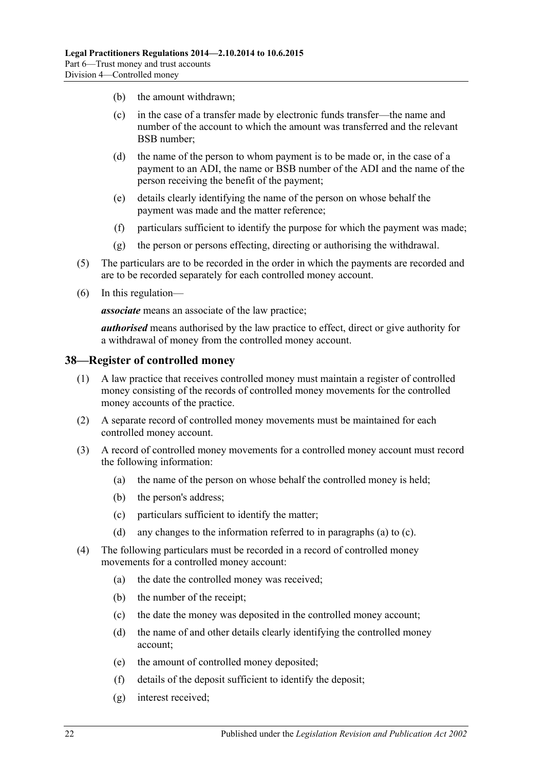(b) the amount withdrawn;

(c) in the case of a transfer made by electronic funds transfer—the name and number of the account to which the amount was transferred and the relevant BSB number;

(d) the name of the person to whom payment is to be made or, in the case of a payment to an ADI, the name or BSB number of the ADI and the name of the person receiving the benefit of the payment;

(e) details clearly identifying the name of the person on whose behalf the payment was made and the matter reference;

(f) particulars sufficient to identify the purpose for which the payment was made;

(g) the person or persons effecting, directing or authorising the withdrawal.

(5) The particulars are to be recorded in the order in which the payments are recorded and are to be recorded separately for each controlled money account.

(6) In this regulation—

***associate*** means an associate of the law practice;

***authorised*** means authorised by the law practice to effect, direct or give authority for a withdrawal of money from the controlled money account.

## 38—Register of controlled money

(1) A law practice that receives controlled money must maintain a register of controlled money consisting of the records of controlled money movements for the controlled money accounts of the practice.

(2) A separate record of controlled money movements must be maintained for each controlled money account.

(3) A record of controlled money movements for a controlled money account must record the following information:

(a) the name of the person on whose behalf the controlled money is held;

(b) the person's address;

(c) particulars sufficient to identify the matter;

(d) any changes to the information referred to in paragraphs (a) to (c).

(4) The following particulars must be recorded in a record of controlled money movements for a controlled money account:

(a) the date the controlled money was received;

(b) the number of the receipt;

(c) the date the money was deposited in the controlled money account;

(d) the name of and other details clearly identifying the controlled money account;

(e) the amount of controlled money deposited;

(f) details of the deposit sufficient to identify the deposit;

(g) interest received;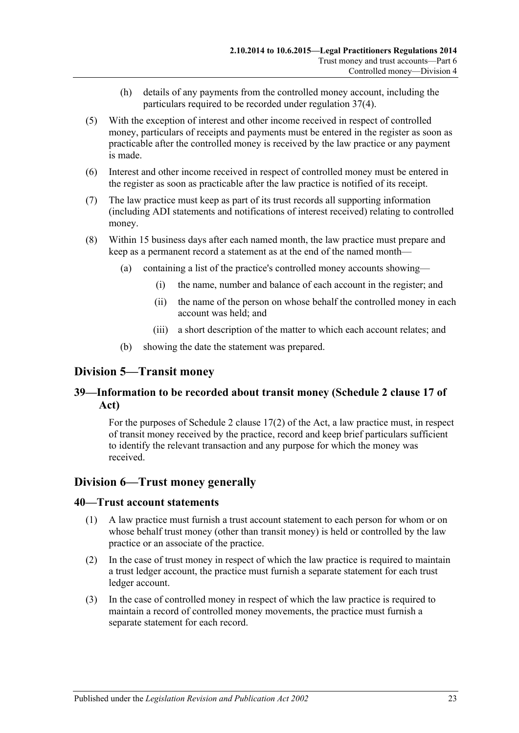(h) details of any payments from the controlled money account, including the particulars required to be recorded under regulation 37(4).

(5) With the exception of interest and other income received in respect of controlled money, particulars of receipts and payments must be entered in the register as soon as practicable after the controlled money is received by the law practice or any payment is made.

(6) Interest and other income received in respect of controlled money must be entered in the register as soon as practicable after the law practice is notified of its receipt.

(7) The law practice must keep as part of its trust records all supporting information (including ADI statements and notifications of interest received) relating to controlled money.

(8) Within 15 business days after each named month, the law practice must prepare and keep as a permanent record a statement as at the end of the named month—

(a) containing a list of the practice's controlled money accounts showing—

(i) the name, number and balance of each account in the register; and

(ii) the name of the person on whose behalf the controlled money in each account was held; and

(iii) a short description of the matter to which each account relates; and

(b) showing the date the statement was prepared.

## Division 5—Transit money

### 39—Information to be recorded about transit money (Schedule 2 clause 17 of Act)

For the purposes of Schedule 2 clause 17(2) of the Act, a law practice must, in respect of transit money received by the practice, record and keep brief particulars sufficient to identify the relevant transaction and any purpose for which the money was received.

## Division 6—Trust money generally

### 40—Trust account statements

(1) A law practice must furnish a trust account statement to each person for whom or on whose behalf trust money (other than transit money) is held or controlled by the law practice or an associate of the practice.

(2) In the case of trust money in respect of which the law practice is required to maintain a trust ledger account, the practice must furnish a separate statement for each trust ledger account.

(3) In the case of controlled money in respect of which the law practice is required to maintain a record of controlled money movements, the practice must furnish a separate statement for each record.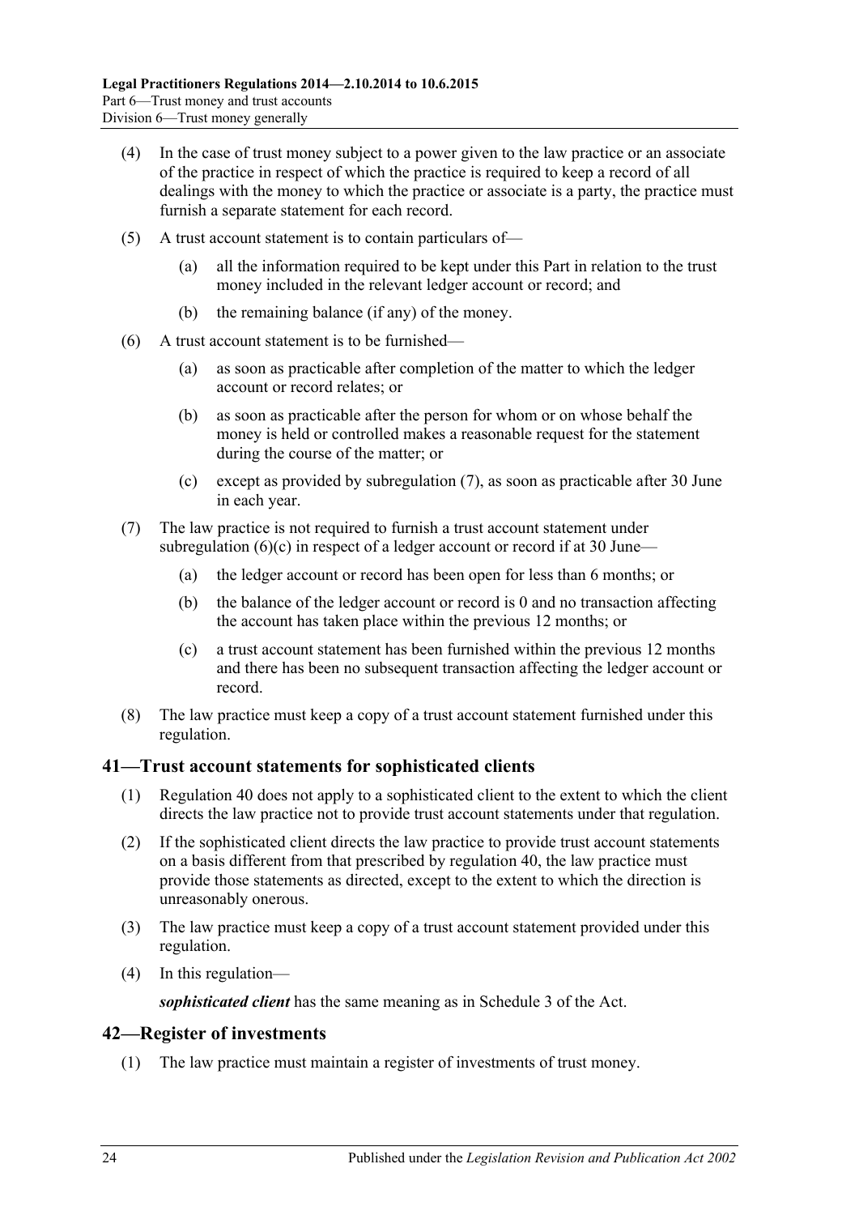(4) In the case of trust money subject to a power given to the law practice or an associate of the practice in respect of which the practice is required to keep a record of all dealings with the money to which the practice or associate is a party, the practice must furnish a separate statement for each record.

(5) A trust account statement is to contain particulars of—

(a) all the information required to be kept under this Part in relation to the trust money included in the relevant ledger account or record; and

(b) the remaining balance (if any) of the money.

(6) A trust account statement is to be furnished—

(a) as soon as practicable after completion of the matter to which the ledger account or record relates; or

(b) as soon as practicable after the person for whom or on whose behalf the money is held or controlled makes a reasonable request for the statement during the course of the matter; or

(c) except as provided by subregulation (7), as soon as practicable after 30 June in each year.

(7) The law practice is not required to furnish a trust account statement under subregulation (6)(c) in respect of a ledger account or record if at 30 June—

(a) the ledger account or record has been open for less than 6 months; or

(b) the balance of the ledger account or record is 0 and no transaction affecting the account has taken place within the previous 12 months; or

(c) a trust account statement has been furnished within the previous 12 months and there has been no subsequent transaction affecting the ledger account or record.

(8) The law practice must keep a copy of a trust account statement furnished under this regulation.

## 41—Trust account statements for sophisticated clients

(1) Regulation 40 does not apply to a sophisticated client to the extent to which the client directs the law practice not to provide trust account statements under that regulation.

(2) If the sophisticated client directs the law practice to provide trust account statements on a basis different from that prescribed by regulation 40, the law practice must provide those statements as directed, except to the extent to which the direction is unreasonably onerous.

(3) The law practice must keep a copy of a trust account statement provided under this regulation.

(4) In this regulation—

***sophisticated client*** has the same meaning as in Schedule 3 of the Act.

## 42—Register of investments

(1) The law practice must maintain a register of investments of trust money.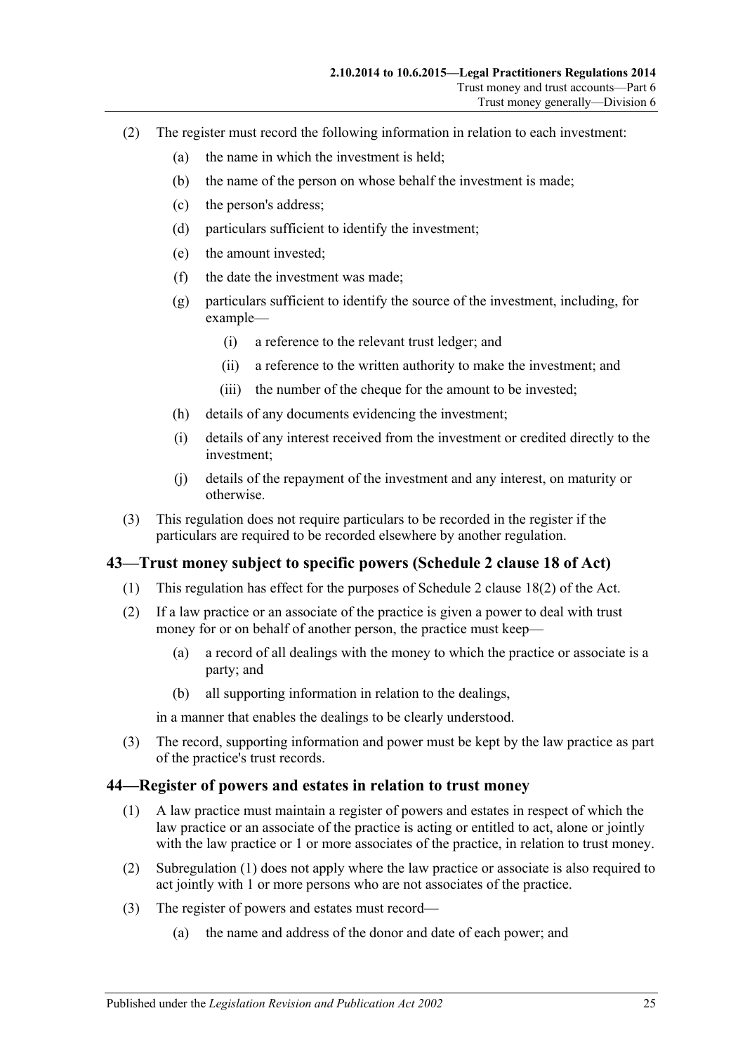(2) The register must record the following information in relation to each investment:

- (a) the name in which the investment is held;
- (b) the name of the person on whose behalf the investment is made;
- (c) the person's address;
- (d) particulars sufficient to identify the investment;
- (e) the amount invested;
- (f) the date the investment was made;
- (g) particulars sufficient to identify the source of the investment, including, for example—
  - (i) a reference to the relevant trust ledger; and
  - (ii) a reference to the written authority to make the investment; and
  - (iii) the number of the cheque for the amount to be invested;
- (h) details of any documents evidencing the investment;
- (i) details of any interest received from the investment or credited directly to the investment;
- (j) details of the repayment of the investment and any interest, on maturity or otherwise.

(3) This regulation does not require particulars to be recorded in the register if the particulars are required to be recorded elsewhere by another regulation.

## 43—Trust money subject to specific powers (Schedule 2 clause 18 of Act)

(1) This regulation has effect for the purposes of Schedule 2 clause 18(2) of the Act.

(2) If a law practice or an associate of the practice is given a power to deal with trust money for or on behalf of another person, the practice must keep—

- (a) a record of all dealings with the money to which the practice or associate is a party; and
- (b) all supporting information in relation to the dealings,

in a manner that enables the dealings to be clearly understood.

(3) The record, supporting information and power must be kept by the law practice as part of the practice's trust records.

## 44—Register of powers and estates in relation to trust money

(1) A law practice must maintain a register of powers and estates in respect of which the law practice or an associate of the practice is acting or entitled to act, alone or jointly with the law practice or 1 or more associates of the practice, in relation to trust money.

(2) Subregulation (1) does not apply where the law practice or associate is also required to act jointly with 1 or more persons who are not associates of the practice.

(3) The register of powers and estates must record—

- (a) the name and address of the donor and date of each power; and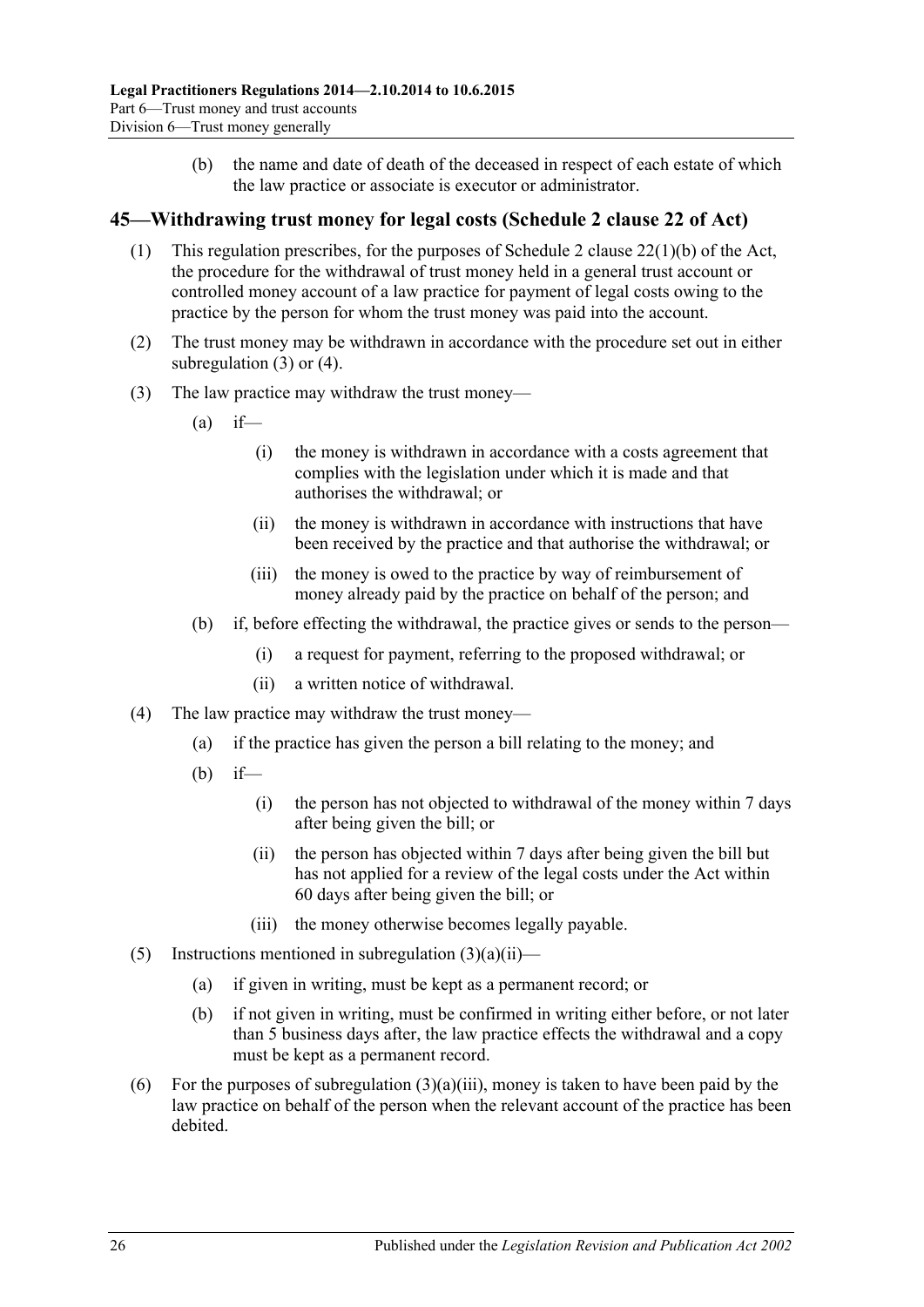(b) the name and date of death of the deceased in respect of each estate of which the law practice or associate is executor or administrator.

## 45—Withdrawing trust money for legal costs (Schedule 2 clause 22 of Act)

(1) This regulation prescribes, for the purposes of Schedule 2 clause 22(1)(b) of the Act, the procedure for the withdrawal of trust money held in a general trust account or controlled money account of a law practice for payment of legal costs owing to the practice by the person for whom the trust money was paid into the account.

(2) The trust money may be withdrawn in accordance with the procedure set out in either subregulation (3) or (4).

(3) The law practice may withdraw the trust money—

   (a) if—

      (i) the money is withdrawn in accordance with a costs agreement that complies with the legislation under which it is made and that authorises the withdrawal; or

      (ii) the money is withdrawn in accordance with instructions that have been received by the practice and that authorise the withdrawal; or

      (iii) the money is owed to the practice by way of reimbursement of money already paid by the practice on behalf of the person; and

   (b) if, before effecting the withdrawal, the practice gives or sends to the person—

      (i) a request for payment, referring to the proposed withdrawal; or

      (ii) a written notice of withdrawal.

(4) The law practice may withdraw the trust money—

   (a) if the practice has given the person a bill relating to the money; and

   (b) if—

      (i) the person has not objected to withdrawal of the money within 7 days after being given the bill; or

      (ii) the person has objected within 7 days after being given the bill but has not applied for a review of the legal costs under the Act within 60 days after being given the bill; or

      (iii) the money otherwise becomes legally payable.

(5) Instructions mentioned in subregulation (3)(a)(ii)—

   (a) if given in writing, must be kept as a permanent record; or

   (b) if not given in writing, must be confirmed in writing either before, or not later than 5 business days after, the law practice effects the withdrawal and a copy must be kept as a permanent record.

(6) For the purposes of subregulation (3)(a)(iii), money is taken to have been paid by the law practice on behalf of the person when the relevant account of the practice has been debited.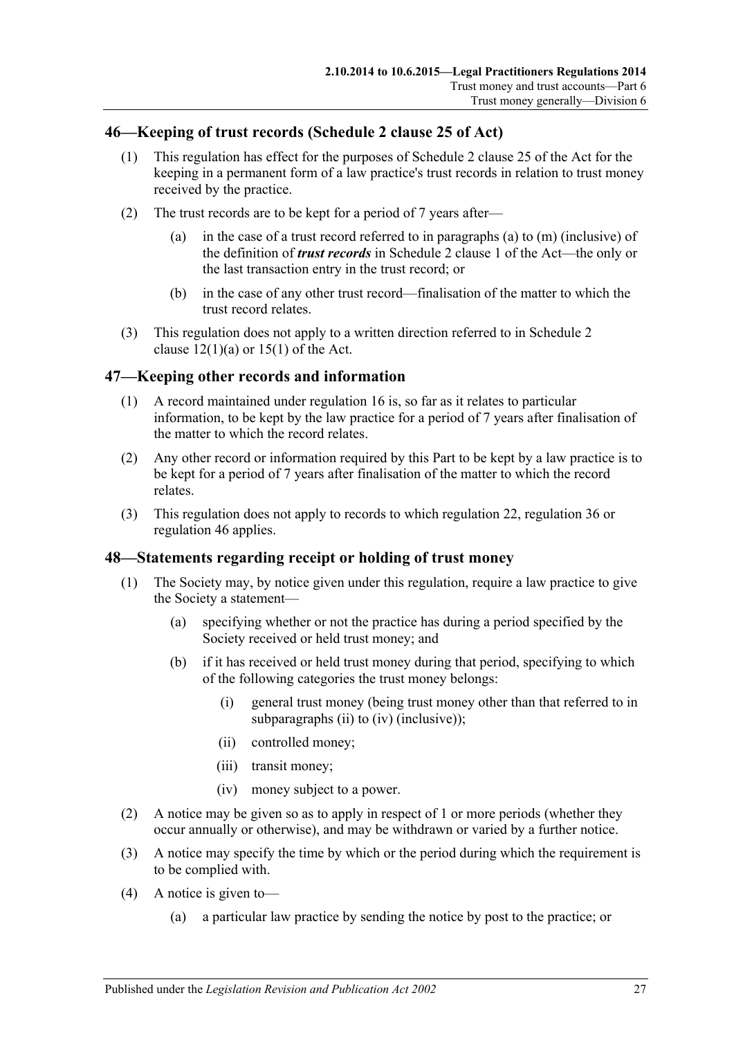## 46—Keeping of trust records (Schedule 2 clause 25 of Act)

(1) This regulation has effect for the purposes of Schedule 2 clause 25 of the Act for the keeping in a permanent form of a law practice's trust records in relation to trust money received by the practice.

(2) The trust records are to be kept for a period of 7 years after—

(a) in the case of a trust record referred to in paragraphs (a) to (m) (inclusive) of the definition of ***trust records*** in Schedule 2 clause 1 of the Act—the only or the last transaction entry in the trust record; or

(b) in the case of any other trust record—finalisation of the matter to which the trust record relates.

(3) This regulation does not apply to a written direction referred to in Schedule 2 clause 12(1)(a) or 15(1) of the Act.

## 47—Keeping other records and information

(1) A record maintained under regulation 16 is, so far as it relates to particular information, to be kept by the law practice for a period of 7 years after finalisation of the matter to which the record relates.

(2) Any other record or information required by this Part to be kept by a law practice is to be kept for a period of 7 years after finalisation of the matter to which the record relates.

(3) This regulation does not apply to records to which regulation 22, regulation 36 or regulation 46 applies.

## 48—Statements regarding receipt or holding of trust money

(1) The Society may, by notice given under this regulation, require a law practice to give the Society a statement—

(a) specifying whether or not the practice has during a period specified by the Society received or held trust money; and

(b) if it has received or held trust money during that period, specifying to which of the following categories the trust money belongs:

(i) general trust money (being trust money other than that referred to in subparagraphs (ii) to (iv) (inclusive));

(ii) controlled money;

(iii) transit money;

(iv) money subject to a power.

(2) A notice may be given so as to apply in respect of 1 or more periods (whether they occur annually or otherwise), and may be withdrawn or varied by a further notice.

(3) A notice may specify the time by which or the period during which the requirement is to be complied with.

(4) A notice is given to—

(a) a particular law practice by sending the notice by post to the practice; or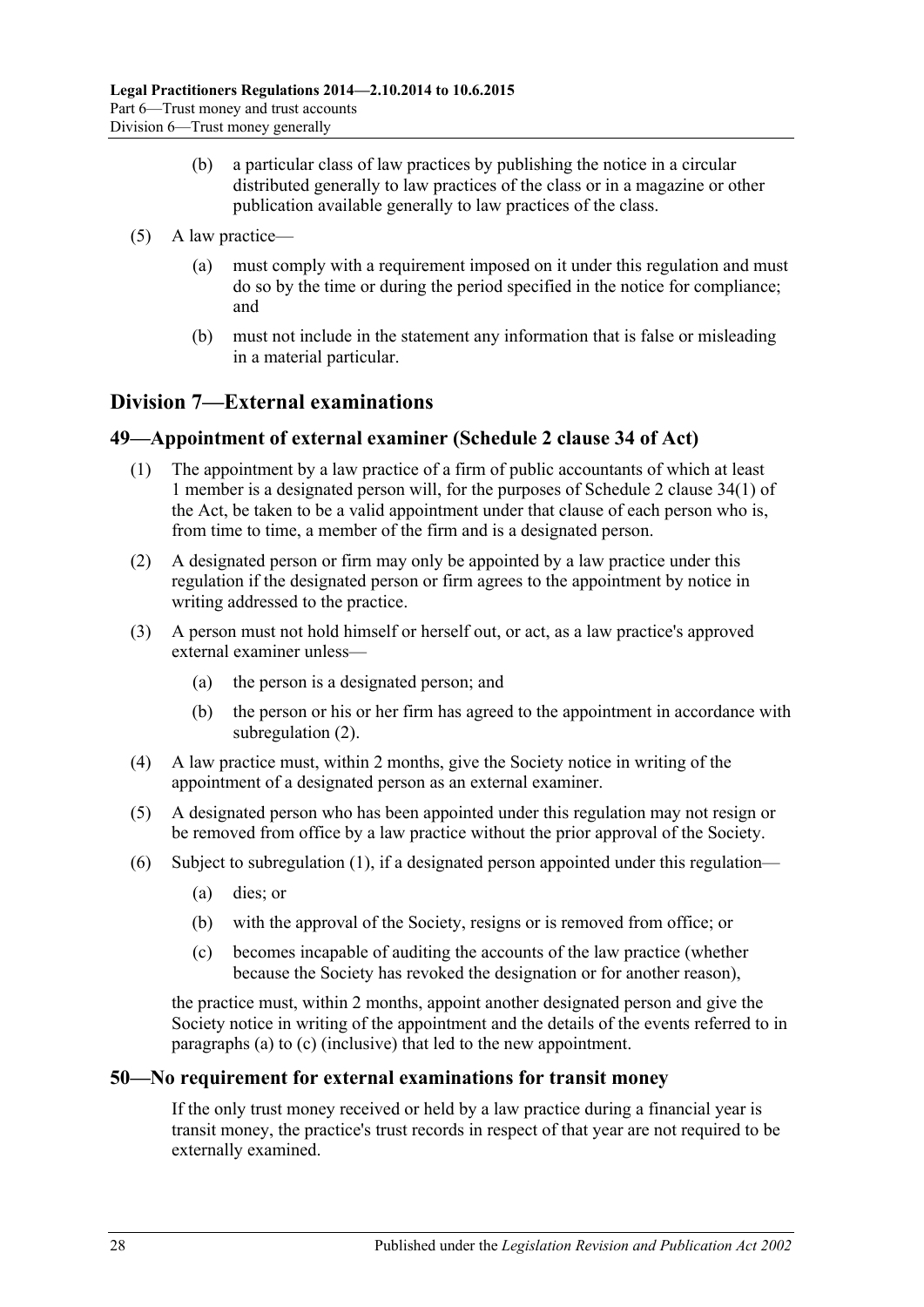(b) a particular class of law practices by publishing the notice in a circular distributed generally to law practices of the class or in a magazine or other publication available generally to law practices of the class.

(5) A law practice—

(a) must comply with a requirement imposed on it under this regulation and must do so by the time or during the period specified in the notice for compliance; and

(b) must not include in the statement any information that is false or misleading in a material particular.

## Division 7—External examinations

### 49—Appointment of external examiner (Schedule 2 clause 34 of Act)

(1) The appointment by a law practice of a firm of public accountants of which at least 1 member is a designated person will, for the purposes of Schedule 2 clause 34(1) of the Act, be taken to be a valid appointment under that clause of each person who is, from time to time, a member of the firm and is a designated person.

(2) A designated person or firm may only be appointed by a law practice under this regulation if the designated person or firm agrees to the appointment by notice in writing addressed to the practice.

(3) A person must not hold himself or herself out, or act, as a law practice's approved external examiner unless—

(a) the person is a designated person; and

(b) the person or his or her firm has agreed to the appointment in accordance with subregulation (2).

(4) A law practice must, within 2 months, give the Society notice in writing of the appointment of a designated person as an external examiner.

(5) A designated person who has been appointed under this regulation may not resign or be removed from office by a law practice without the prior approval of the Society.

(6) Subject to subregulation (1), if a designated person appointed under this regulation—

(a) dies; or

(b) with the approval of the Society, resigns or is removed from office; or

(c) becomes incapable of auditing the accounts of the law practice (whether because the Society has revoked the designation or for another reason),

the practice must, within 2 months, appoint another designated person and give the Society notice in writing of the appointment and the details of the events referred to in paragraphs (a) to (c) (inclusive) that led to the new appointment.

### 50—No requirement for external examinations for transit money

If the only trust money received or held by a law practice during a financial year is transit money, the practice's trust records in respect of that year are not required to be externally examined.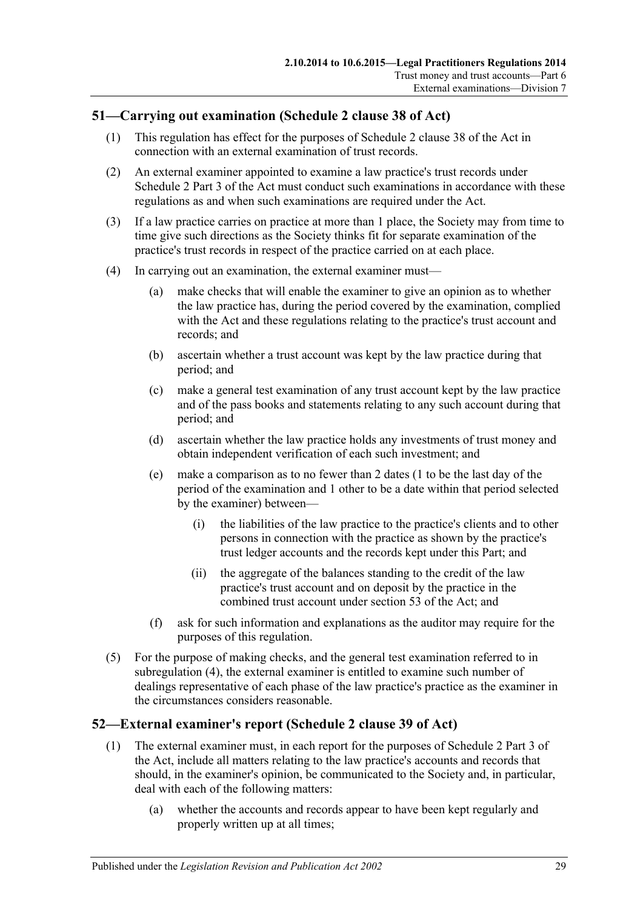## 51—Carrying out examination (Schedule 2 clause 38 of Act)

(1) This regulation has effect for the purposes of Schedule 2 clause 38 of the Act in connection with an external examination of trust records.

(2) An external examiner appointed to examine a law practice's trust records under Schedule 2 Part 3 of the Act must conduct such examinations in accordance with these regulations as and when such examinations are required under the Act.

(3) If a law practice carries on practice at more than 1 place, the Society may from time to time give such directions as the Society thinks fit for separate examination of the practice's trust records in respect of the practice carried on at each place.

(4) In carrying out an examination, the external examiner must—

(a) make checks that will enable the examiner to give an opinion as to whether the law practice has, during the period covered by the examination, complied with the Act and these regulations relating to the practice's trust account and records; and

(b) ascertain whether a trust account was kept by the law practice during that period; and

(c) make a general test examination of any trust account kept by the law practice and of the pass books and statements relating to any such account during that period; and

(d) ascertain whether the law practice holds any investments of trust money and obtain independent verification of each such investment; and

(e) make a comparison as to no fewer than 2 dates (1 to be the last day of the period of the examination and 1 other to be a date within that period selected by the examiner) between—

(i) the liabilities of the law practice to the practice's clients and to other persons in connection with the practice as shown by the practice's trust ledger accounts and the records kept under this Part; and

(ii) the aggregate of the balances standing to the credit of the law practice's trust account and on deposit by the practice in the combined trust account under section 53 of the Act; and

(f) ask for such information and explanations as the auditor may require for the purposes of this regulation.

(5) For the purpose of making checks, and the general test examination referred to in subregulation (4), the external examiner is entitled to examine such number of dealings representative of each phase of the law practice's practice as the examiner in the circumstances considers reasonable.

## 52—External examiner's report (Schedule 2 clause 39 of Act)

(1) The external examiner must, in each report for the purposes of Schedule 2 Part 3 of the Act, include all matters relating to the law practice's accounts and records that should, in the examiner's opinion, be communicated to the Society and, in particular, deal with each of the following matters:

(a) whether the accounts and records appear to have been kept regularly and properly written up at all times;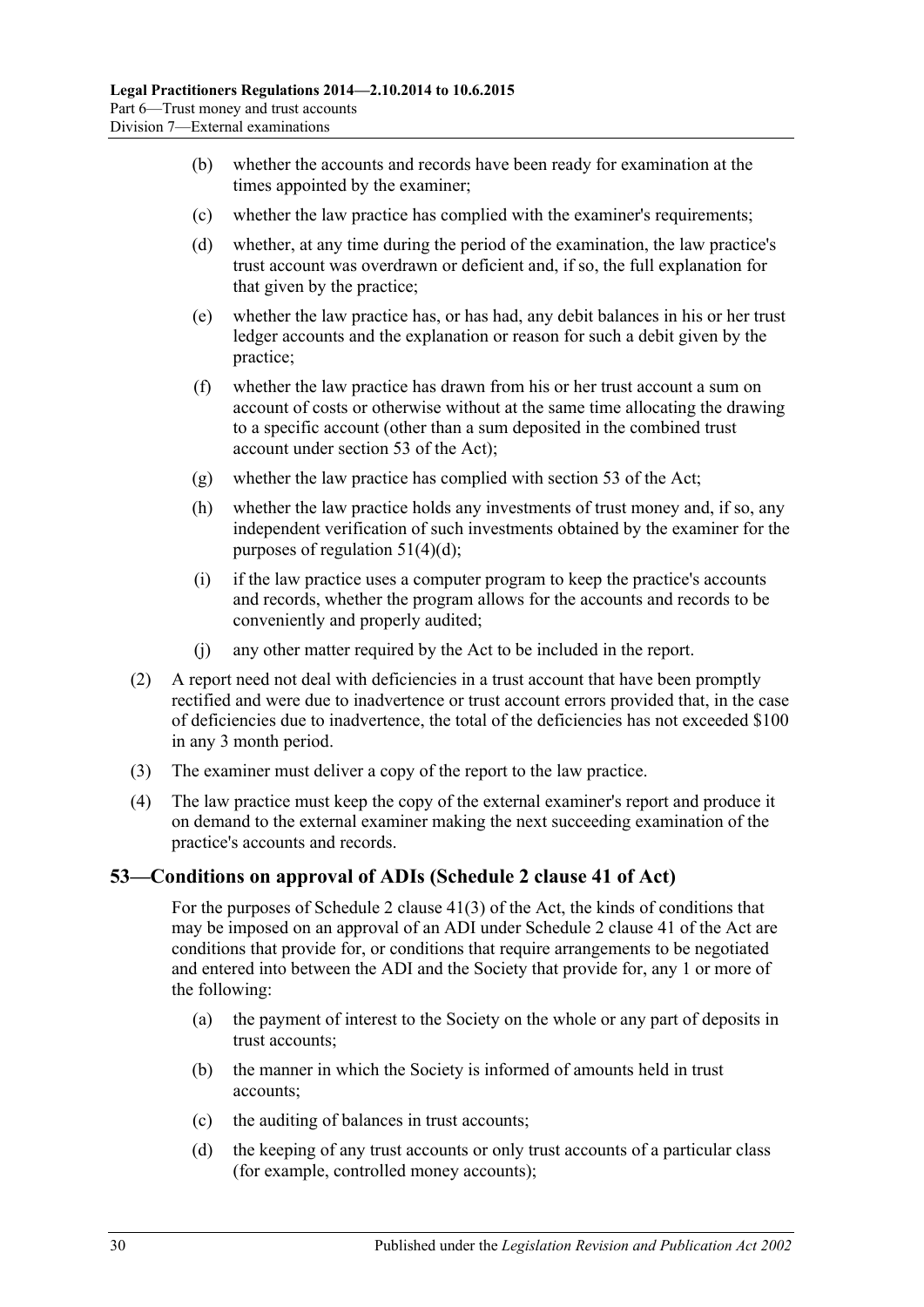(b) whether the accounts and records have been ready for examination at the times appointed by the examiner;

(c) whether the law practice has complied with the examiner's requirements;

(d) whether, at any time during the period of the examination, the law practice's trust account was overdrawn or deficient and, if so, the full explanation for that given by the practice;

(e) whether the law practice has, or has had, any debit balances in his or her trust ledger accounts and the explanation or reason for such a debit given by the practice;

(f) whether the law practice has drawn from his or her trust account a sum on account of costs or otherwise without at the same time allocating the drawing to a specific account (other than a sum deposited in the combined trust account under section 53 of the Act);

(g) whether the law practice has complied with section 53 of the Act;

(h) whether the law practice holds any investments of trust money and, if so, any independent verification of such investments obtained by the examiner for the purposes of regulation 51(4)(d);

(i) if the law practice uses a computer program to keep the practice's accounts and records, whether the program allows for the accounts and records to be conveniently and properly audited;

(j) any other matter required by the Act to be included in the report.

(2) A report need not deal with deficiencies in a trust account that have been promptly rectified and were due to inadvertence or trust account errors provided that, in the case of deficiencies due to inadvertence, the total of the deficiencies has not exceeded $100 in any 3 month period.

(3) The examiner must deliver a copy of the report to the law practice.

(4) The law practice must keep the copy of the external examiner's report and produce it on demand to the external examiner making the next succeeding examination of the practice's accounts and records.

## 53—Conditions on approval of ADIs (Schedule 2 clause 41 of Act)

For the purposes of Schedule 2 clause 41(3) of the Act, the kinds of conditions that may be imposed on an approval of an ADI under Schedule 2 clause 41 of the Act are conditions that provide for, or conditions that require arrangements to be negotiated and entered into between the ADI and the Society that provide for, any 1 or more of the following:

(a) the payment of interest to the Society on the whole or any part of deposits in trust accounts;

(b) the manner in which the Society is informed of amounts held in trust accounts;

(c) the auditing of balances in trust accounts;

(d) the keeping of any trust accounts or only trust accounts of a particular class (for example, controlled money accounts);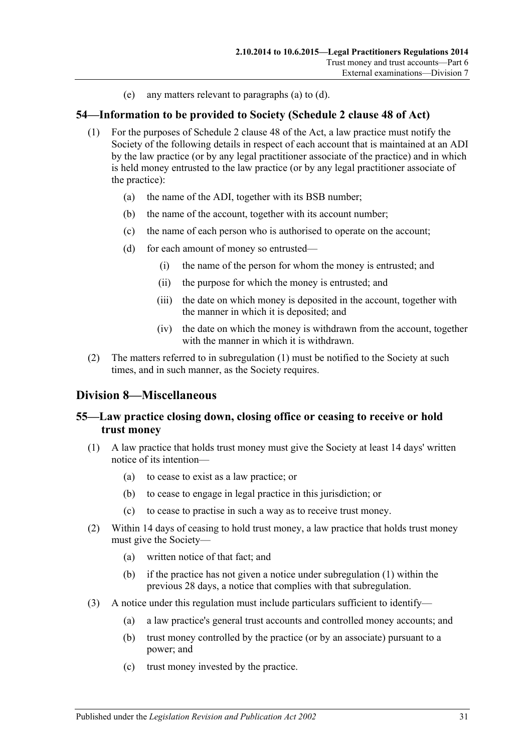(e) any matters relevant to paragraphs (a) to (d).

## 54—Information to be provided to Society (Schedule 2 clause 48 of Act)

(1) For the purposes of Schedule 2 clause 48 of the Act, a law practice must notify the Society of the following details in respect of each account that is maintained at an ADI by the law practice (or by any legal practitioner associate of the practice) and in which is held money entrusted to the law practice (or by any legal practitioner associate of the practice):

(a) the name of the ADI, together with its BSB number;

(b) the name of the account, together with its account number;

(c) the name of each person who is authorised to operate on the account;

(d) for each amount of money so entrusted—

(i) the name of the person for whom the money is entrusted; and

(ii) the purpose for which the money is entrusted; and

(iii) the date on which money is deposited in the account, together with the manner in which it is deposited; and

(iv) the date on which the money is withdrawn from the account, together with the manner in which it is withdrawn.

(2) The matters referred to in subregulation (1) must be notified to the Society at such times, and in such manner, as the Society requires.

# Division 8—Miscellaneous

## 55—Law practice closing down, closing office or ceasing to receive or hold trust money

(1) A law practice that holds trust money must give the Society at least 14 days' written notice of its intention—

(a) to cease to exist as a law practice; or

(b) to cease to engage in legal practice in this jurisdiction; or

(c) to cease to practise in such a way as to receive trust money.

(2) Within 14 days of ceasing to hold trust money, a law practice that holds trust money must give the Society—

(a) written notice of that fact; and

(b) if the practice has not given a notice under subregulation (1) within the previous 28 days, a notice that complies with that subregulation.

(3) A notice under this regulation must include particulars sufficient to identify—

(a) a law practice's general trust accounts and controlled money accounts; and

(b) trust money controlled by the practice (or by an associate) pursuant to a power; and

(c) trust money invested by the practice.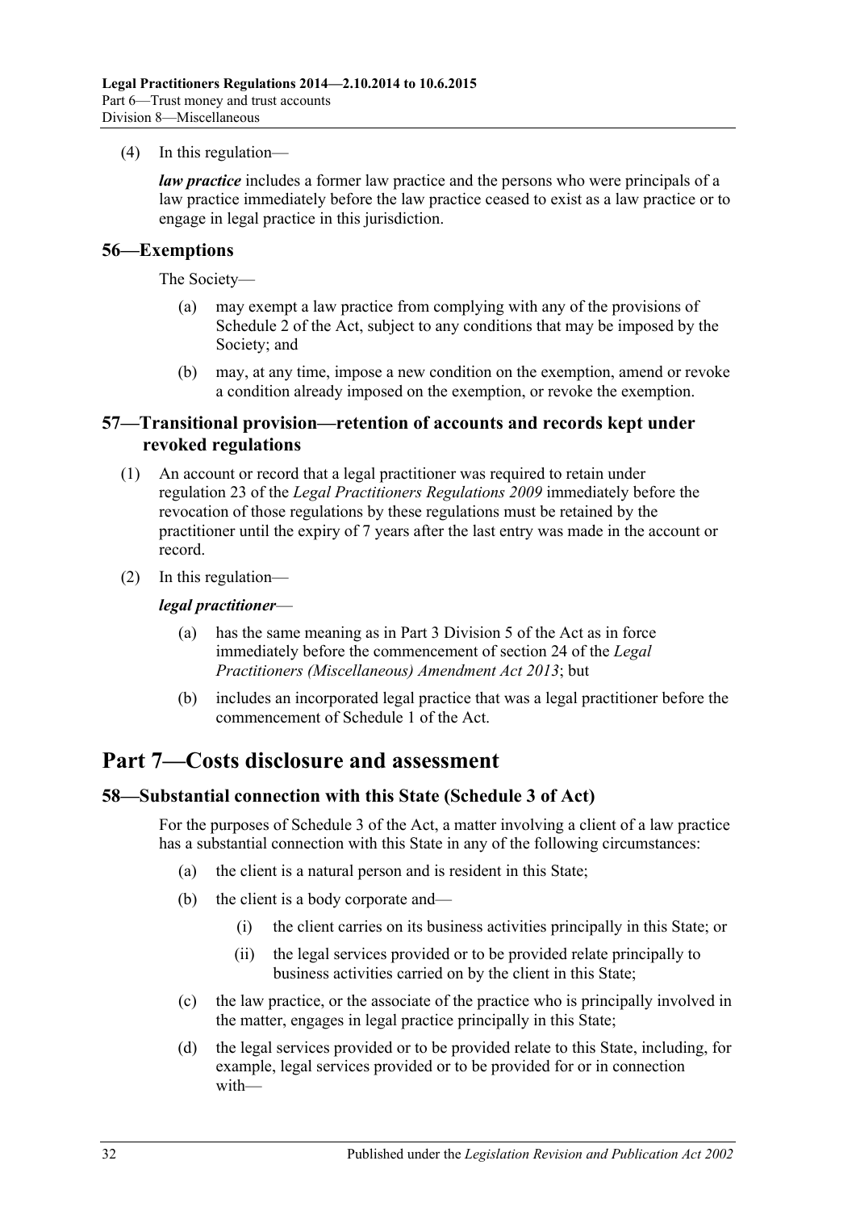(4) In this regulation—

***law practice*** includes a former law practice and the persons who were principals of a law practice immediately before the law practice ceased to exist as a law practice or to engage in legal practice in this jurisdiction.

## 56—Exemptions

The Society—

(a) may exempt a law practice from complying with any of the provisions of Schedule 2 of the Act, subject to any conditions that may be imposed by the Society; and

(b) may, at any time, impose a new condition on the exemption, amend or revoke a condition already imposed on the exemption, or revoke the exemption.

## 57—Transitional provision—retention of accounts and records kept under revoked regulations

(1) An account or record that a legal practitioner was required to retain under regulation 23 of the *Legal Practitioners Regulations 2009* immediately before the revocation of those regulations by these regulations must be retained by the practitioner until the expiry of 7 years after the last entry was made in the account or record.

(2) In this regulation—

***legal practitioner***—

(a) has the same meaning as in Part 3 Division 5 of the Act as in force immediately before the commencement of section 24 of the *Legal Practitioners (Miscellaneous) Amendment Act 2013*; but

(b) includes an incorporated legal practice that was a legal practitioner before the commencement of Schedule 1 of the Act.

# Part 7—Costs disclosure and assessment

## 58—Substantial connection with this State (Schedule 3 of Act)

For the purposes of Schedule 3 of the Act, a matter involving a client of a law practice has a substantial connection with this State in any of the following circumstances:

(a) the client is a natural person and is resident in this State;

(b) the client is a body corporate and—

(i) the client carries on its business activities principally in this State; or

(ii) the legal services provided or to be provided relate principally to business activities carried on by the client in this State;

(c) the law practice, or the associate of the practice who is principally involved in the matter, engages in legal practice principally in this State;

(d) the legal services provided or to be provided relate to this State, including, for example, legal services provided or to be provided for or in connection with—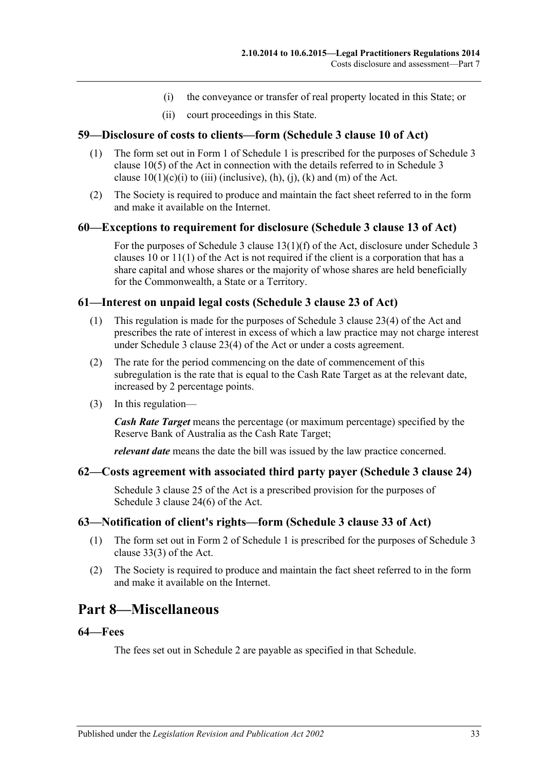(i) the conveyance or transfer of real property located in this State; or

(ii) court proceedings in this State.

## 59—Disclosure of costs to clients—form (Schedule 3 clause 10 of Act)

(1) The form set out in Form 1 of Schedule 1 is prescribed for the purposes of Schedule 3 clause 10(5) of the Act in connection with the details referred to in Schedule 3 clause 10(1)(c)(i) to (iii) (inclusive), (h), (j), (k) and (m) of the Act.

(2) The Society is required to produce and maintain the fact sheet referred to in the form and make it available on the Internet.

## 60—Exceptions to requirement for disclosure (Schedule 3 clause 13 of Act)

For the purposes of Schedule 3 clause 13(1)(f) of the Act, disclosure under Schedule 3 clauses 10 or 11(1) of the Act is not required if the client is a corporation that has a share capital and whose shares or the majority of whose shares are held beneficially for the Commonwealth, a State or a Territory.

## 61—Interest on unpaid legal costs (Schedule 3 clause 23 of Act)

(1) This regulation is made for the purposes of Schedule 3 clause 23(4) of the Act and prescribes the rate of interest in excess of which a law practice may not charge interest under Schedule 3 clause 23(4) of the Act or under a costs agreement.

(2) The rate for the period commencing on the date of commencement of this subregulation is the rate that is equal to the Cash Rate Target as at the relevant date, increased by 2 percentage points.

(3) In this regulation—

***Cash Rate Target*** means the percentage (or maximum percentage) specified by the Reserve Bank of Australia as the Cash Rate Target;

***relevant date*** means the date the bill was issued by the law practice concerned.

## 62—Costs agreement with associated third party payer (Schedule 3 clause 24)

Schedule 3 clause 25 of the Act is a prescribed provision for the purposes of Schedule 3 clause 24(6) of the Act.

## 63—Notification of client's rights—form (Schedule 3 clause 33 of Act)

(1) The form set out in Form 2 of Schedule 1 is prescribed for the purposes of Schedule 3 clause 33(3) of the Act.

(2) The Society is required to produce and maintain the fact sheet referred to in the form and make it available on the Internet.

# Part 8—Miscellaneous

## 64—Fees

The fees set out in Schedule 2 are payable as specified in that Schedule.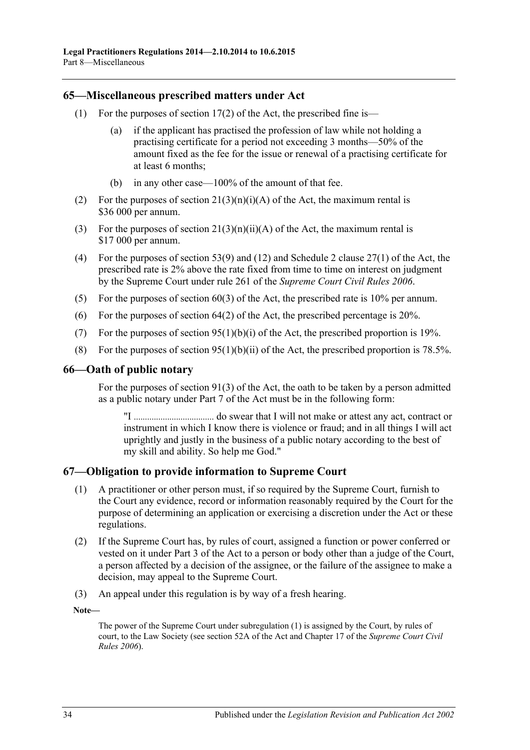## 65—Miscellaneous prescribed matters under Act

(1) For the purposes of section 17(2) of the Act, the prescribed fine is—

(a) if the applicant has practised the profession of law while not holding a practising certificate for a period not exceeding 3 months—50% of the amount fixed as the fee for the issue or renewal of a practising certificate for at least 6 months;

(b) in any other case—100% of the amount of that fee.

(2) For the purposes of section 21(3)(n)(i)(A) of the Act, the maximum rental is $36 000 per annum.

(3) For the purposes of section 21(3)(n)(ii)(A) of the Act, the maximum rental is $17 000 per annum.

(4) For the purposes of section 53(9) and (12) and Schedule 2 clause 27(1) of the Act, the prescribed rate is 2% above the rate fixed from time to time on interest on judgment by the Supreme Court under rule 261 of the *Supreme Court Civil Rules 2006*.

(5) For the purposes of section 60(3) of the Act, the prescribed rate is 10% per annum.

(6) For the purposes of section 64(2) of the Act, the prescribed percentage is 20%.

(7) For the purposes of section 95(1)(b)(i) of the Act, the prescribed proportion is 19%.

(8) For the purposes of section 95(1)(b)(ii) of the Act, the prescribed proportion is 78.5%.

## 66—Oath of public notary

For the purposes of section 91(3) of the Act, the oath to be taken by a person admitted as a public notary under Part 7 of the Act must be in the following form:

> "I .................................. do swear that I will not make or attest any act, contract or instrument in which I know there is violence or fraud; and in all things I will act uprightly and justly in the business of a public notary according to the best of my skill and ability. So help me God."

## 67—Obligation to provide information to Supreme Court

(1) A practitioner or other person must, if so required by the Supreme Court, furnish to the Court any evidence, record or information reasonably required by the Court for the purpose of determining an application or exercising a discretion under the Act or these regulations.

(2) If the Supreme Court has, by rules of court, assigned a function or power conferred or vested on it under Part 3 of the Act to a person or body other than a judge of the Court, a person affected by a decision of the assignee, or the failure of the assignee to make a decision, may appeal to the Supreme Court.

(3) An appeal under this regulation is by way of a fresh hearing.

**Note—**

The power of the Supreme Court under subregulation (1) is assigned by the Court, by rules of court, to the Law Society (see section 52A of the Act and Chapter 17 of the *Supreme Court Civil Rules 2006*).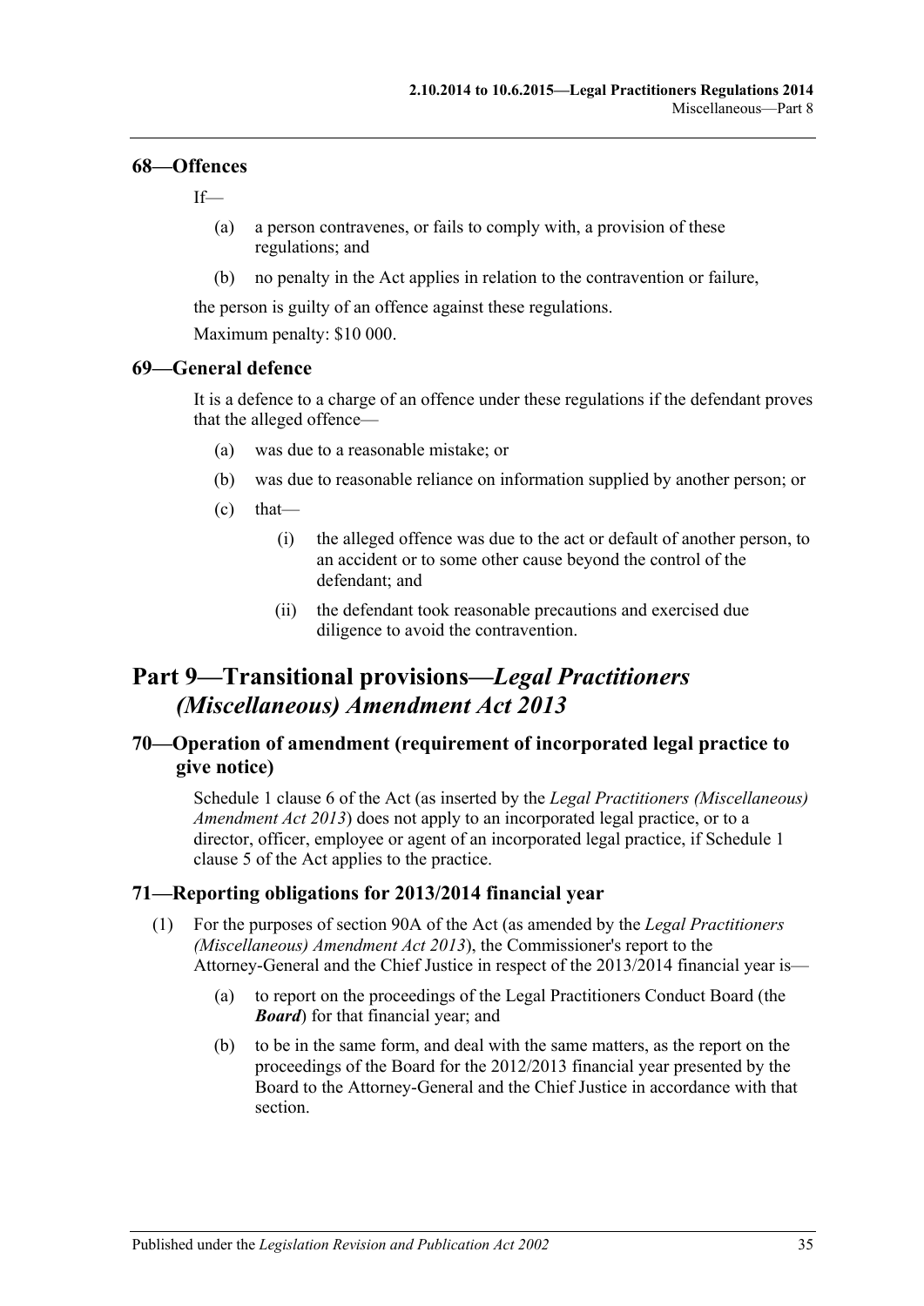### 68—Offences

If—

(a) a person contravenes, or fails to comply with, a provision of these regulations; and

(b) no penalty in the Act applies in relation to the contravention or failure,

the person is guilty of an offence against these regulations.

Maximum penalty: $10 000.

### 69—General defence

It is a defence to a charge of an offence under these regulations if the defendant proves that the alleged offence—

(a) was due to a reasonable mistake; or

(b) was due to reasonable reliance on information supplied by another person; or

(c) that—

(i) the alleged offence was due to the act or default of another person, to an accident or to some other cause beyond the control of the defendant; and

(ii) the defendant took reasonable precautions and exercised due diligence to avoid the contravention.

## Part 9—Transitional provisions—*Legal Practitioners (Miscellaneous) Amendment Act 2013*

### 70—Operation of amendment (requirement of incorporated legal practice to give notice)

Schedule 1 clause 6 of the Act (as inserted by the *Legal Practitioners (Miscellaneous) Amendment Act 2013*) does not apply to an incorporated legal practice, or to a director, officer, employee or agent of an incorporated legal practice, if Schedule 1 clause 5 of the Act applies to the practice.

### 71—Reporting obligations for 2013/2014 financial year

(1) For the purposes of section 90A of the Act (as amended by the *Legal Practitioners (Miscellaneous) Amendment Act 2013*), the Commissioner's report to the Attorney-General and the Chief Justice in respect of the 2013/2014 financial year is—

(a) to report on the proceedings of the Legal Practitioners Conduct Board (the ***Board***) for that financial year; and

(b) to be in the same form, and deal with the same matters, as the report on the proceedings of the Board for the 2012/2013 financial year presented by the Board to the Attorney-General and the Chief Justice in accordance with that section.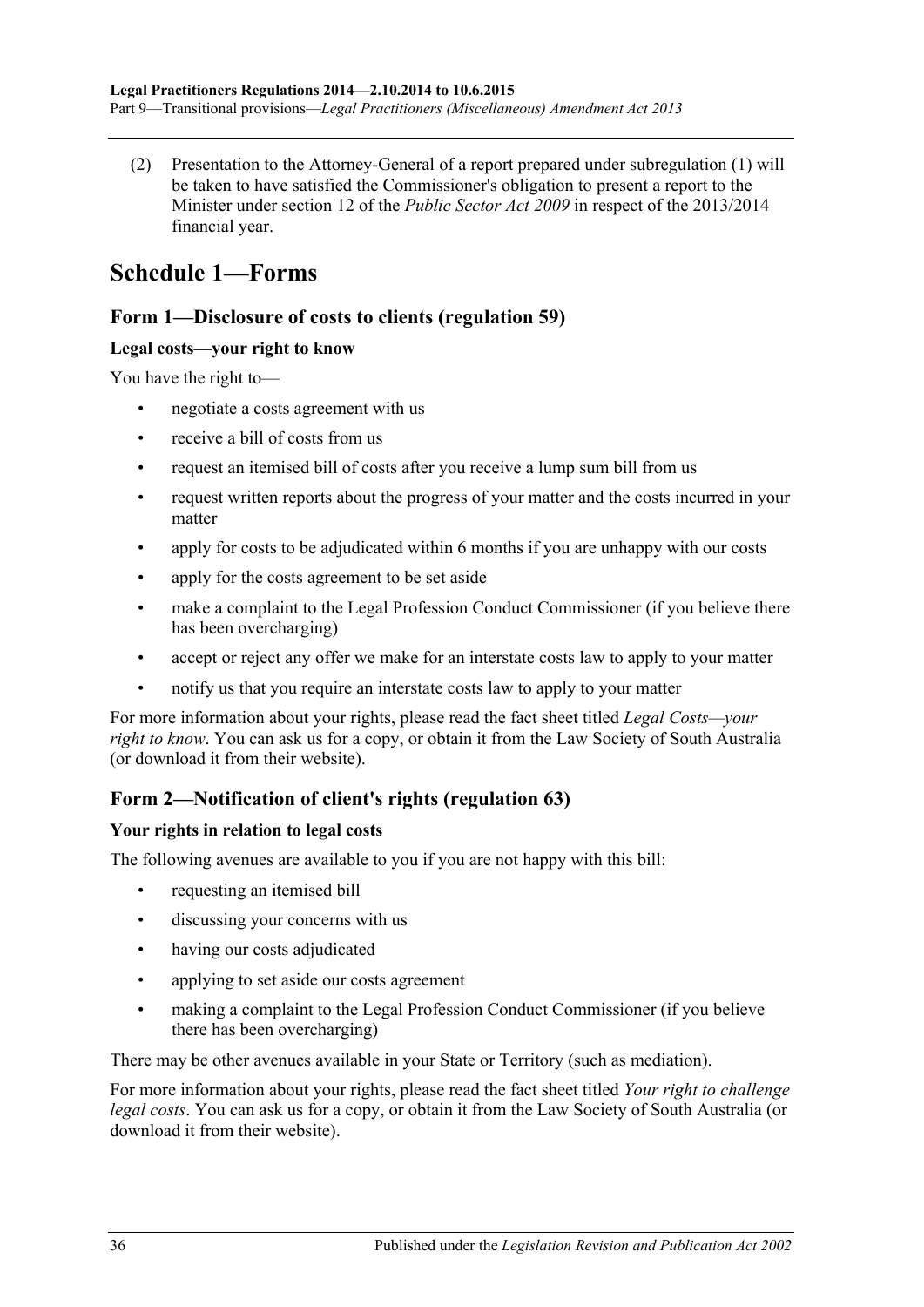(2) Presentation to the Attorney-General of a report prepared under subregulation (1) will be taken to have satisfied the Commissioner's obligation to present a report to the Minister under section 12 of the *Public Sector Act 2009* in respect of the 2013/2014 financial year.

# Schedule 1—Forms

## Form 1—Disclosure of costs to clients (regulation 59)

### Legal costs—your right to know

You have the right to—

- negotiate a costs agreement with us
- receive a bill of costs from us
- request an itemised bill of costs after you receive a lump sum bill from us
- request written reports about the progress of your matter and the costs incurred in your matter
- apply for costs to be adjudicated within 6 months if you are unhappy with our costs
- apply for the costs agreement to be set aside
- make a complaint to the Legal Profession Conduct Commissioner (if you believe there has been overcharging)
- accept or reject any offer we make for an interstate costs law to apply to your matter
- notify us that you require an interstate costs law to apply to your matter

For more information about your rights, please read the fact sheet titled *Legal Costs—your right to know*. You can ask us for a copy, or obtain it from the Law Society of South Australia (or download it from their website).

## Form 2—Notification of client's rights (regulation 63)

### Your rights in relation to legal costs

The following avenues are available to you if you are not happy with this bill:

- requesting an itemised bill
- discussing your concerns with us
- having our costs adjudicated
- applying to set aside our costs agreement
- making a complaint to the Legal Profession Conduct Commissioner (if you believe there has been overcharging)

There may be other avenues available in your State or Territory (such as mediation).

For more information about your rights, please read the fact sheet titled *Your right to challenge legal costs*. You can ask us for a copy, or obtain it from the Law Society of South Australia (or download it from their website).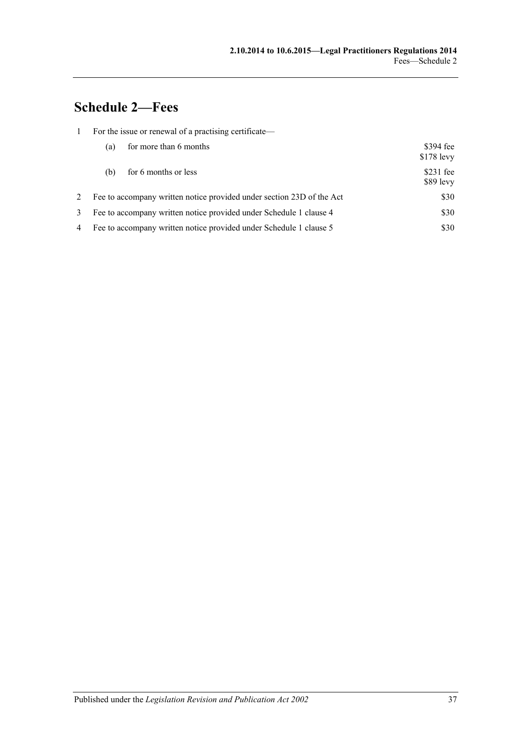# Schedule 2—Fees

| | | |
|---|---|---|
| 1 | For the issue or renewal of a practising certificate— | |
| | (a) for more than 6 months | \$394 fee<br>\$178 levy |
| | (b) for 6 months or less | \$231 fee<br>\$89 levy |
| 2 | Fee to accompany written notice provided under section 23D of the Act | \$30 |
| 3 | Fee to accompany written notice provided under Schedule 1 clause 4 | \$30 |
| 4 | Fee to accompany written notice provided under Schedule 1 clause 5 | \$30 |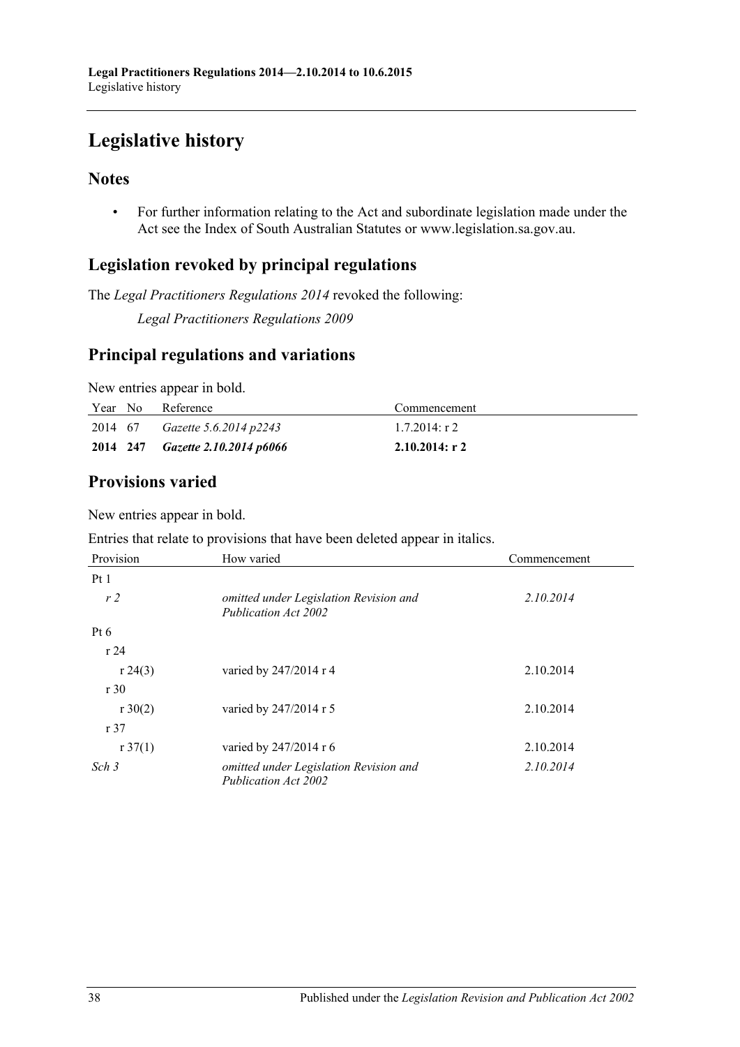# Legislative history

## Notes

- For further information relating to the Act and subordinate legislation made under the Act see the Index of South Australian Statutes or www.legislation.sa.gov.au.

## Legislation revoked by principal regulations

The *Legal Practitioners Regulations 2014* revoked the following:

*Legal Practitioners Regulations 2009*

## Principal regulations and variations

New entries appear in bold.

| Year | No | Reference | Commencement |
|---|---|---|---|
| 2014 | 67 | *Gazette 5.6.2014 p2243* | 1.7.2014: r 2 |
| **2014** | **247** | ***Gazette 2.10.2014 p6066*** | **2.10.2014: r 2** |

## Provisions varied

New entries appear in bold.

Entries that relate to provisions that have been deleted appear in italics.

| Provision | How varied | Commencement |
|---|---|---|
| Pt 1 | | |
| *r 2* | *omitted under Legislation Revision and Publication Act 2002* | *2.10.2014* |
| Pt 6 | | |
| r 24 | | |
| r 24(3) | varied by 247/2014 r 4 | 2.10.2014 |
| r 30 | | |
| r 30(2) | varied by 247/2014 r 5 | 2.10.2014 |
| r 37 | | |
| r 37(1) | varied by 247/2014 r 6 | 2.10.2014 |
| *Sch 3* | *omitted under Legislation Revision and Publication Act 2002* | *2.10.2014* |